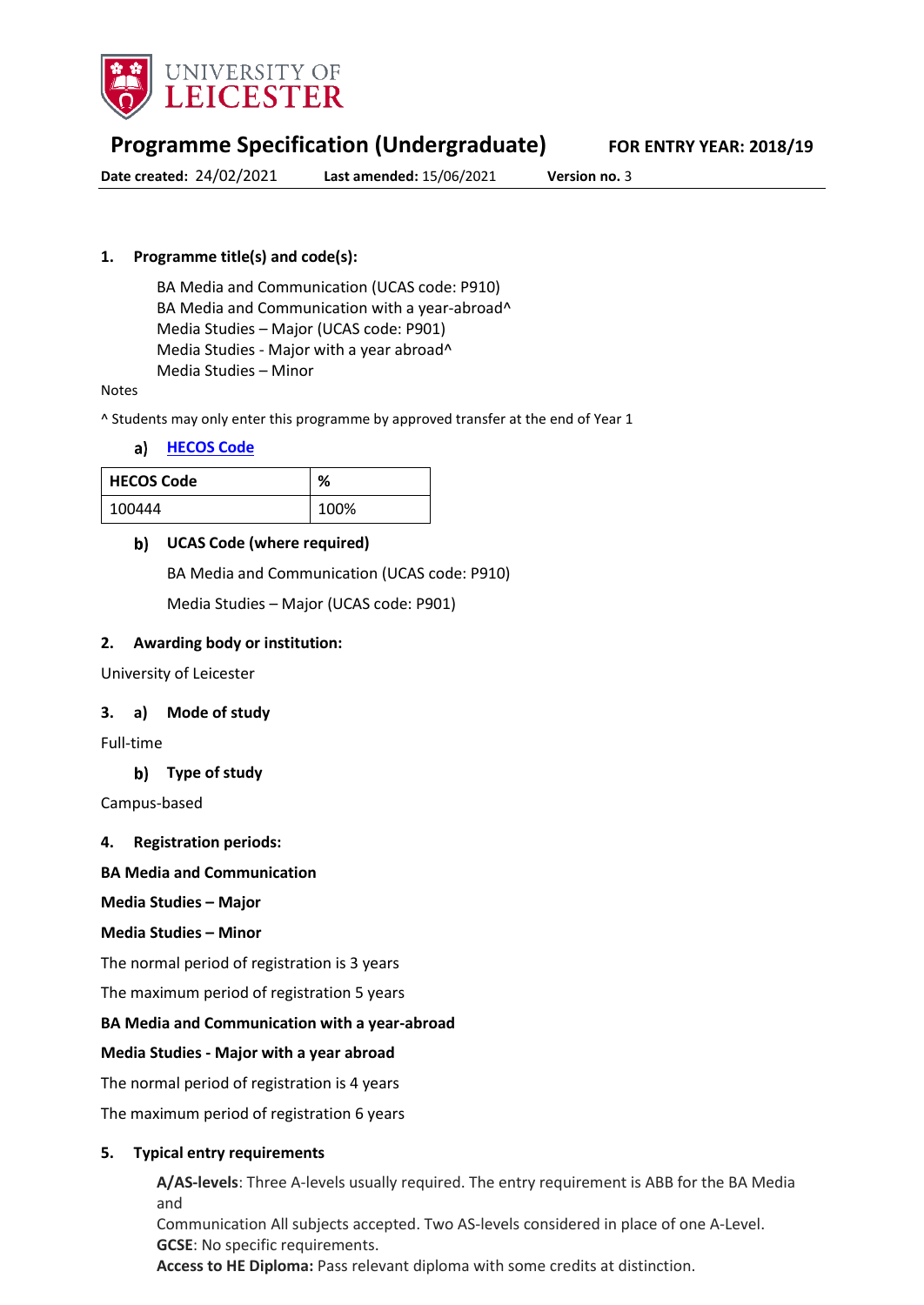UNIVERSITY OF LEICESTER

# Programme Specification (Undergraduate)

**FOR ENTRY YEAR: 2018/19**

**Date created:** 24/02/2021 **Last amended:** 15/06/2021 **Version no.** 3

## 1. Programme title(s) and code(s):

BA Media and Communication (UCAS code: P910)
BA Media and Communication with a year-abroad^
Media Studies – Major (UCAS code: P901)
Media Studies - Major with a year abroad^
Media Studies – Minor

Notes

^ Students may only enter this programme by approved transfer at the end of Year 1

### a) HECOS Code

| HECOS Code | % |
|---|---|
| 100444 | 100% |

### b) UCAS Code (where required)

BA Media and Communication (UCAS code: P910)

Media Studies – Major (UCAS code: P901)

## 2. Awarding body or institution:

University of Leicester

## 3. a) Mode of study

Full-time

### b) Type of study

Campus-based

## 4. Registration periods:

**BA Media and Communication**

**Media Studies – Major**

**Media Studies – Minor**

The normal period of registration is 3 years

The maximum period of registration 5 years

**BA Media and Communication with a year-abroad**

**Media Studies - Major with a year abroad**

The normal period of registration is 4 years

The maximum period of registration 6 years

## 5. Typical entry requirements

**A/AS-levels**: Three A-levels usually required. The entry requirement is ABB for the BA Media and
Communication All subjects accepted. Two AS-levels considered in place of one A-Level.
**GCSE**: No specific requirements.
**Access to HE Diploma:** Pass relevant diploma with some credits at distinction.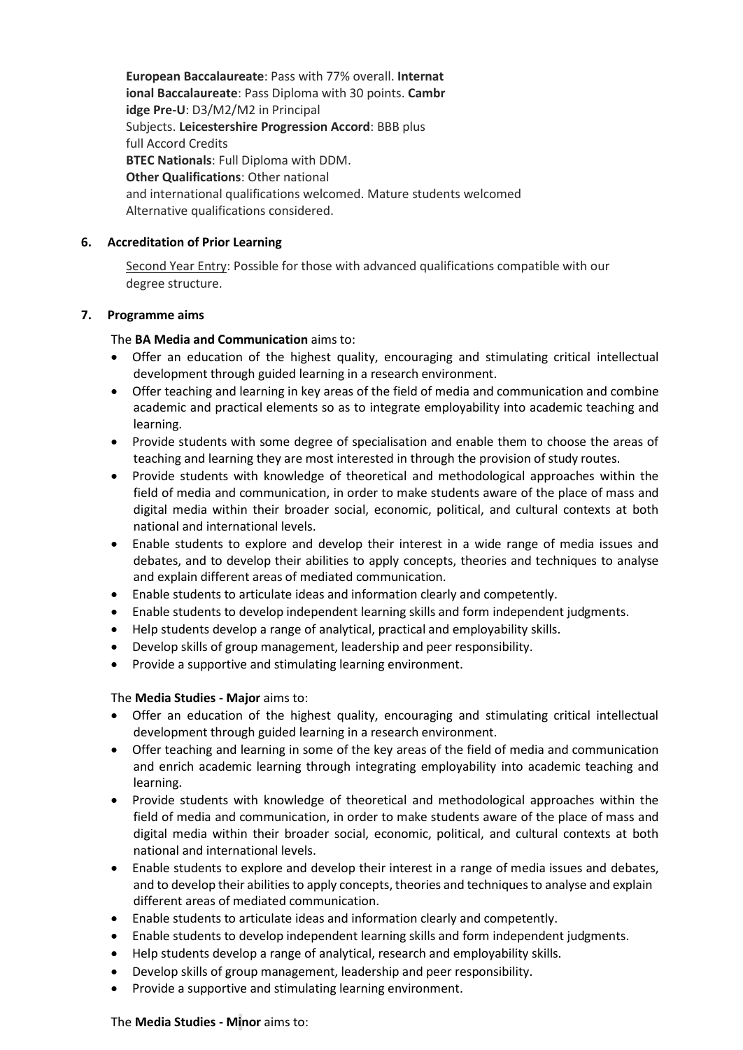**European Baccalaureate**: Pass with 77% overall. **International Baccalaureate**: Pass Diploma with 30 points. **Cambridge Pre-U**: D3/M2/M2 in Principal Subjects. **Leicestershire Progression Accord**: BBB plus full Accord Credits
**BTEC Nationals**: Full Diploma with DDM.
**Other Qualifications**: Other national and international qualifications welcomed. Mature students welcomed Alternative qualifications considered.

**6. Accreditation of Prior Learning**

Second Year Entry: Possible for those with advanced qualifications compatible with our degree structure.

**7. Programme aims**

The **BA Media and Communication** aims to:

- Offer an education of the highest quality, encouraging and stimulating critical intellectual development through guided learning in a research environment.
- Offer teaching and learning in key areas of the field of media and communication and combine academic and practical elements so as to integrate employability into academic teaching and learning.
- Provide students with some degree of specialisation and enable them to choose the areas of teaching and learning they are most interested in through the provision of study routes.
- Provide students with knowledge of theoretical and methodological approaches within the field of media and communication, in order to make students aware of the place of mass and digital media within their broader social, economic, political, and cultural contexts at both national and international levels.
- Enable students to explore and develop their interest in a wide range of media issues and debates, and to develop their abilities to apply concepts, theories and techniques to analyse and explain different areas of mediated communication.
- Enable students to articulate ideas and information clearly and competently.
- Enable students to develop independent learning skills and form independent judgments.
- Help students develop a range of analytical, practical and employability skills.
- Develop skills of group management, leadership and peer responsibility.
- Provide a supportive and stimulating learning environment.

The **Media Studies - Major** aims to:

- Offer an education of the highest quality, encouraging and stimulating critical intellectual development through guided learning in a research environment.
- Offer teaching and learning in some of the key areas of the field of media and communication and enrich academic learning through integrating employability into academic teaching and learning.
- Provide students with knowledge of theoretical and methodological approaches within the field of media and communication, in order to make students aware of the place of mass and digital media within their broader social, economic, political, and cultural contexts at both national and international levels.
- Enable students to explore and develop their interest in a range of media issues and debates, and to develop their abilities to apply concepts, theories and techniques to analyse and explain different areas of mediated communication.
- Enable students to articulate ideas and information clearly and competently.
- Enable students to develop independent learning skills and form independent judgments.
- Help students develop a range of analytical, research and employability skills.
- Develop skills of group management, leadership and peer responsibility.
- Provide a supportive and stimulating learning environment.

The **Media Studies - Minor** aims to: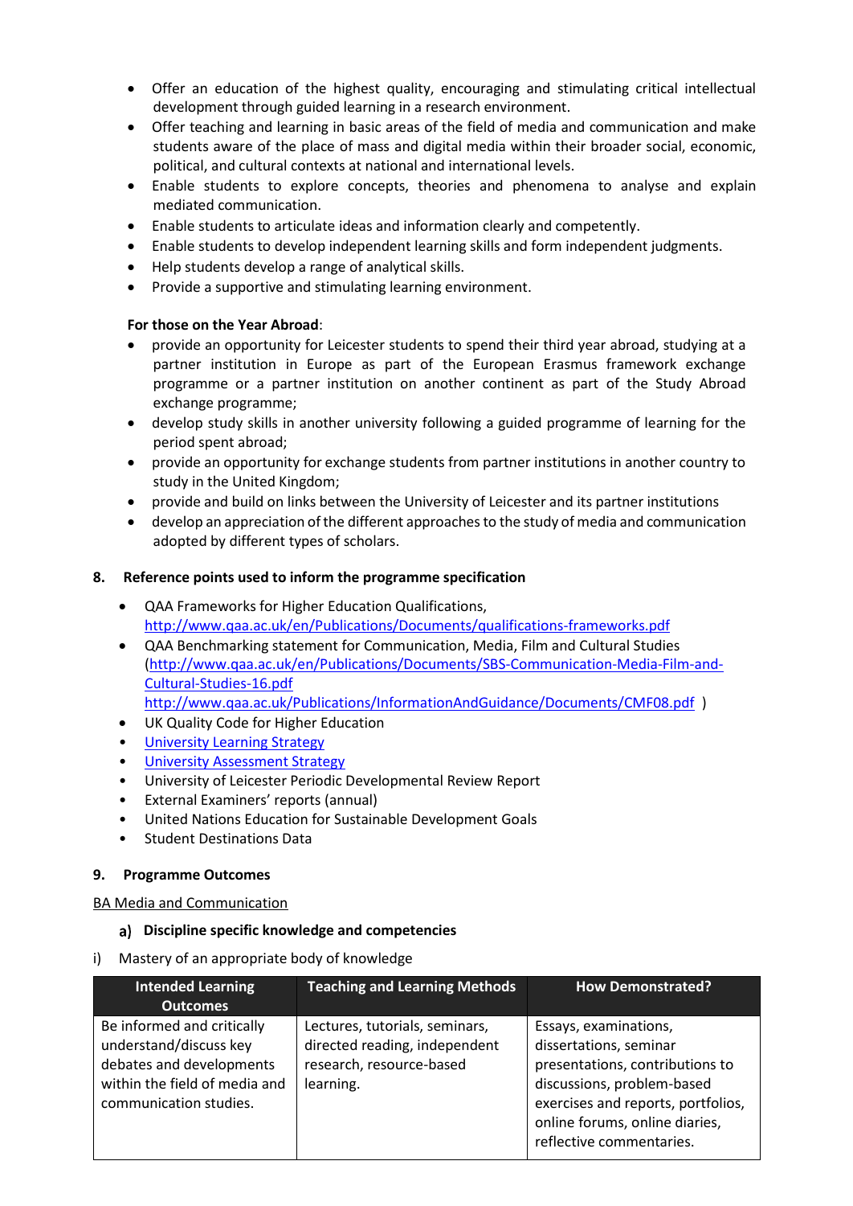- Offer an education of the highest quality, encouraging and stimulating critical intellectual development through guided learning in a research environment.
- Offer teaching and learning in basic areas of the field of media and communication and make students aware of the place of mass and digital media within their broader social, economic, political, and cultural contexts at national and international levels.
- Enable students to explore concepts, theories and phenomena to analyse and explain mediated communication.
- Enable students to articulate ideas and information clearly and competently.
- Enable students to develop independent learning skills and form independent judgments.
- Help students develop a range of analytical skills.
- Provide a supportive and stimulating learning environment.

**For those on the Year Abroad**:

- provide an opportunity for Leicester students to spend their third year abroad, studying at a partner institution in Europe as part of the European Erasmus framework exchange programme or a partner institution on another continent as part of the Study Abroad exchange programme;
- develop study skills in another university following a guided programme of learning for the period spent abroad;
- provide an opportunity for exchange students from partner institutions in another country to study in the United Kingdom;
- provide and build on links between the University of Leicester and its partner institutions
- develop an appreciation of the different approaches to the study of media and communication adopted by different types of scholars.

## 8. Reference points used to inform the programme specification

- QAA Frameworks for Higher Education Qualifications, http://www.qaa.ac.uk/en/Publications/Documents/qualifications-frameworks.pdf
- QAA Benchmarking statement for Communication, Media, Film and Cultural Studies (http://www.qaa.ac.uk/en/Publications/Documents/SBS-Communication-Media-Film-and-Cultural-Studies-16.pdf http://www.qaa.ac.uk/Publications/InformationAndGuidance/Documents/CMF08.pdf )
- UK Quality Code for Higher Education
- University Learning Strategy
- University Assessment Strategy
- University of Leicester Periodic Developmental Review Report
- External Examiners' reports (annual)
- United Nations Education for Sustainable Development Goals
- Student Destinations Data

## 9. Programme Outcomes

BA Media and Communication

### a) Discipline specific knowledge and competencies

i) Mastery of an appropriate body of knowledge

| Intended Learning Outcomes | Teaching and Learning Methods | How Demonstrated? |
|---|---|---|
| Be informed and critically understand/discuss key debates and developments within the field of media and communication studies. | Lectures, tutorials, seminars, directed reading, independent research, resource-based learning. | Essays, examinations, dissertations, seminar presentations, contributions to discussions, problem-based exercises and reports, portfolios, online forums, online diaries, reflective commentaries. |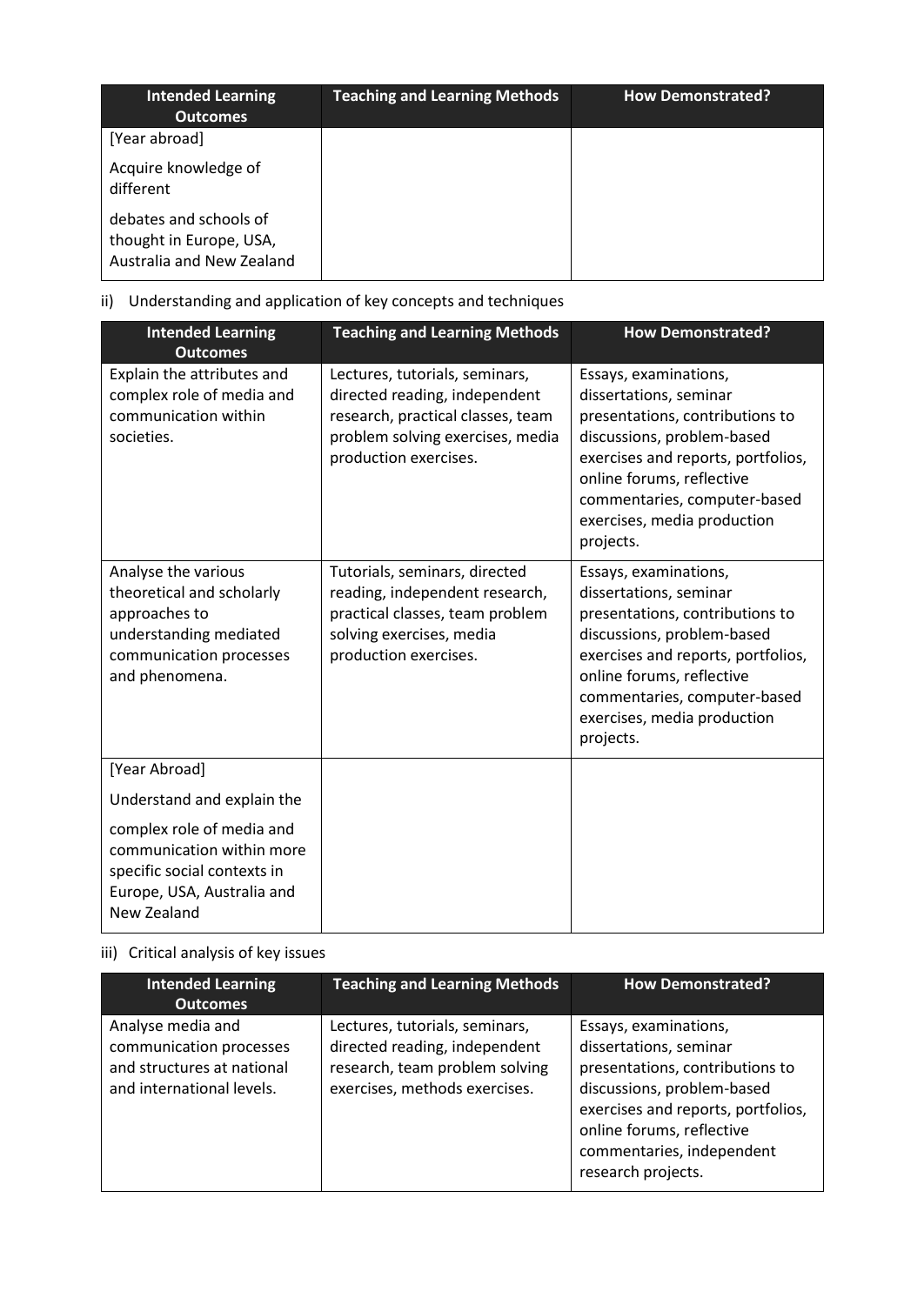| Intended Learning Outcomes | Teaching and Learning Methods | How Demonstrated? |
|---|---|---|
| [Year abroad] Acquire knowledge of different debates and schools of thought in Europe, USA, Australia and New Zealand | | |

ii) Understanding and application of key concepts and techniques

| Intended Learning Outcomes | Teaching and Learning Methods | How Demonstrated? |
|---|---|---|
| Explain the attributes and complex role of media and communication within societies. | Lectures, tutorials, seminars, directed reading, independent research, practical classes, team problem solving exercises, media production exercises. | Essays, examinations, dissertations, seminar presentations, contributions to discussions, problem-based exercises and reports, portfolios, online forums, reflective commentaries, computer-based exercises, media production projects. |
| Analyse the various theoretical and scholarly approaches to understanding mediated communication processes and phenomena. | Tutorials, seminars, directed reading, independent research, practical classes, team problem solving exercises, media production exercises. | Essays, examinations, dissertations, seminar presentations, contributions to discussions, problem-based exercises and reports, portfolios, online forums, reflective commentaries, computer-based exercises, media production projects. |
| [Year Abroad] Understand and explain the complex role of media and communication within more specific social contexts in Europe, USA, Australia and New Zealand | | |

iii) Critical analysis of key issues

| Intended Learning Outcomes | Teaching and Learning Methods | How Demonstrated? |
|---|---|---|
| Analyse media and communication processes and structures at national and international levels. | Lectures, tutorials, seminars, directed reading, independent research, team problem solving exercises, methods exercises. | Essays, examinations, dissertations, seminar presentations, contributions to discussions, problem-based exercises and reports, portfolios, online forums, reflective commentaries, independent research projects. |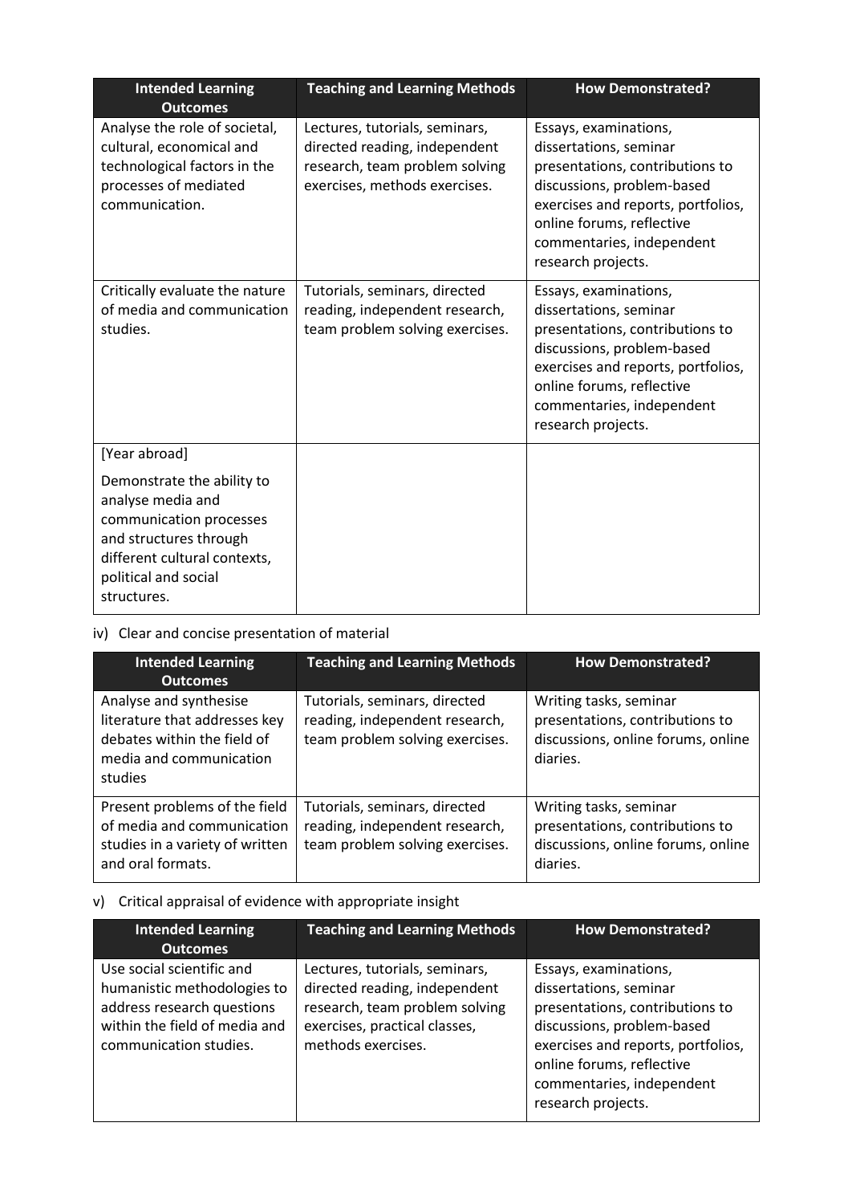| Intended Learning Outcomes | Teaching and Learning Methods | How Demonstrated? |
| --- | --- | --- |
| Analyse the role of societal, cultural, economical and technological factors in the processes of mediated communication. | Lectures, tutorials, seminars, directed reading, independent research, team problem solving exercises, methods exercises. | Essays, examinations, dissertations, seminar presentations, contributions to discussions, problem-based exercises and reports, portfolios, online forums, reflective commentaries, independent research projects. |
| Critically evaluate the nature of media and communication studies. | Tutorials, seminars, directed reading, independent research, team problem solving exercises. | Essays, examinations, dissertations, seminar presentations, contributions to discussions, problem-based exercises and reports, portfolios, online forums, reflective commentaries, independent research projects. |
| [Year abroad]<br><br>Demonstrate the ability to analyse media and communication processes and structures through different cultural contexts, political and social structures. | | |

iv) Clear and concise presentation of material

| Intended Learning Outcomes | Teaching and Learning Methods | How Demonstrated? |
| --- | --- | --- |
| Analyse and synthesise literature that addresses key debates within the field of media and communication studies | Tutorials, seminars, directed reading, independent research, team problem solving exercises. | Writing tasks, seminar presentations, contributions to discussions, online forums, online diaries. |
| Present problems of the field of media and communication studies in a variety of written and oral formats. | Tutorials, seminars, directed reading, independent research, team problem solving exercises. | Writing tasks, seminar presentations, contributions to discussions, online forums, online diaries. |

v) Critical appraisal of evidence with appropriate insight

| Intended Learning Outcomes | Teaching and Learning Methods | How Demonstrated? |
| --- | --- | --- |
| Use social scientific and humanistic methodologies to address research questions within the field of media and communication studies. | Lectures, tutorials, seminars, directed reading, independent research, team problem solving exercises, practical classes, methods exercises. | Essays, examinations, dissertations, seminar presentations, contributions to discussions, problem-based exercises and reports, portfolios, online forums, reflective commentaries, independent research projects. |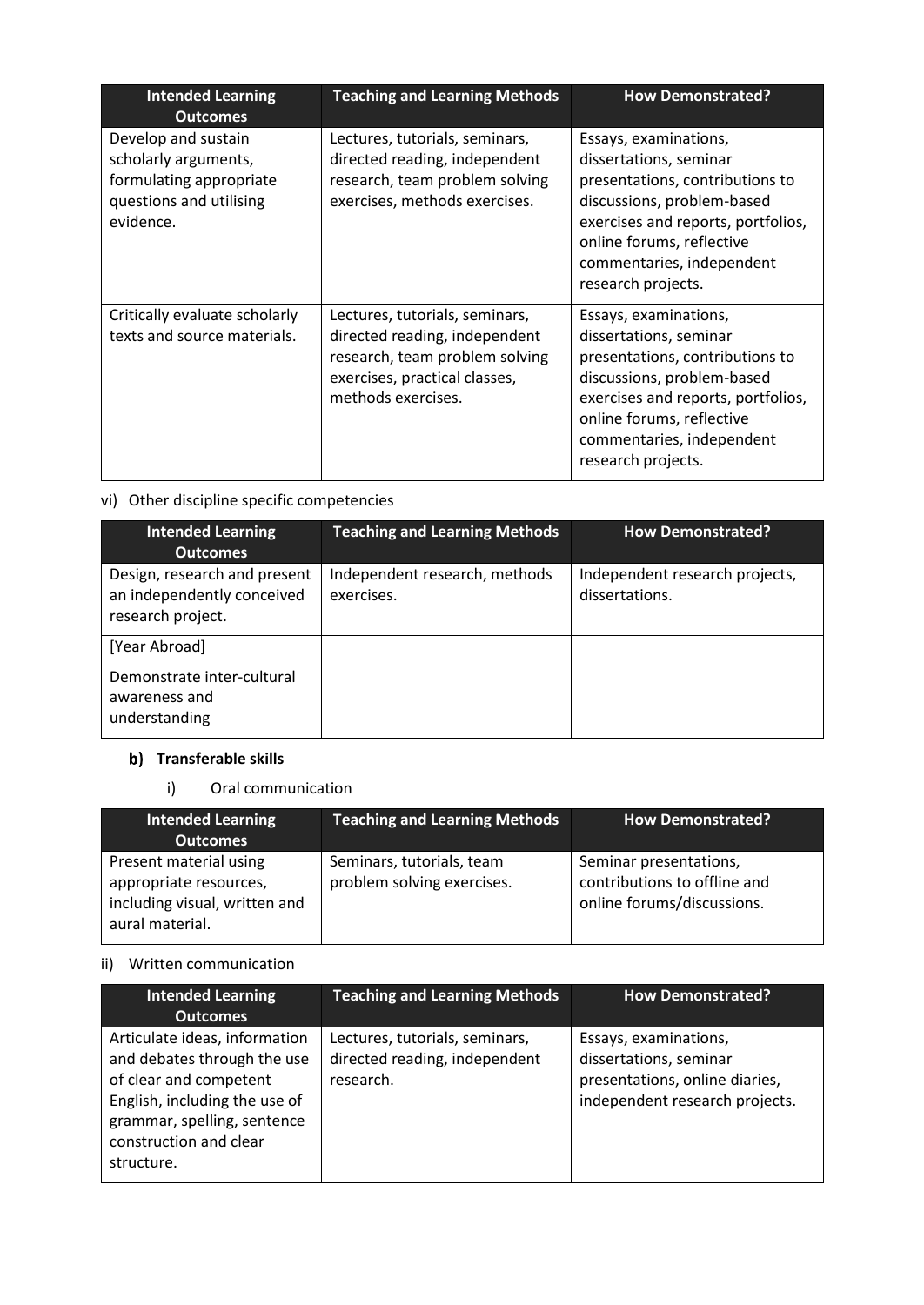| Intended Learning Outcomes | Teaching and Learning Methods | How Demonstrated? |
|---|---|---|
| Develop and sustain scholarly arguments, formulating appropriate questions and utilising evidence. | Lectures, tutorials, seminars, directed reading, independent research, team problem solving exercises, methods exercises. | Essays, examinations, dissertations, seminar presentations, contributions to discussions, problem-based exercises and reports, portfolios, online forums, reflective commentaries, independent research projects. |
| Critically evaluate scholarly texts and source materials. | Lectures, tutorials, seminars, directed reading, independent research, team problem solving exercises, practical classes, methods exercises. | Essays, examinations, dissertations, seminar presentations, contributions to discussions, problem-based exercises and reports, portfolios, online forums, reflective commentaries, independent research projects. |

vi) Other discipline specific competencies

| Intended Learning Outcomes | Teaching and Learning Methods | How Demonstrated? |
|---|---|---|
| Design, research and present an independently conceived research project. | Independent research, methods exercises. | Independent research projects, dissertations. |
| [Year Abroad] Demonstrate inter-cultural awareness and understanding | | |

### b) Transferable skills

i) Oral communication

| Intended Learning Outcomes | Teaching and Learning Methods | How Demonstrated? |
|---|---|---|
| Present material using appropriate resources, including visual, written and aural material. | Seminars, tutorials, team problem solving exercises. | Seminar presentations, contributions to offline and online forums/discussions. |

ii) Written communication

| Intended Learning Outcomes | Teaching and Learning Methods | How Demonstrated? |
|---|---|---|
| Articulate ideas, information and debates through the use of clear and competent English, including the use of grammar, spelling, sentence construction and clear structure. | Lectures, tutorials, seminars, directed reading, independent research. | Essays, examinations, dissertations, seminar presentations, online diaries, independent research projects. |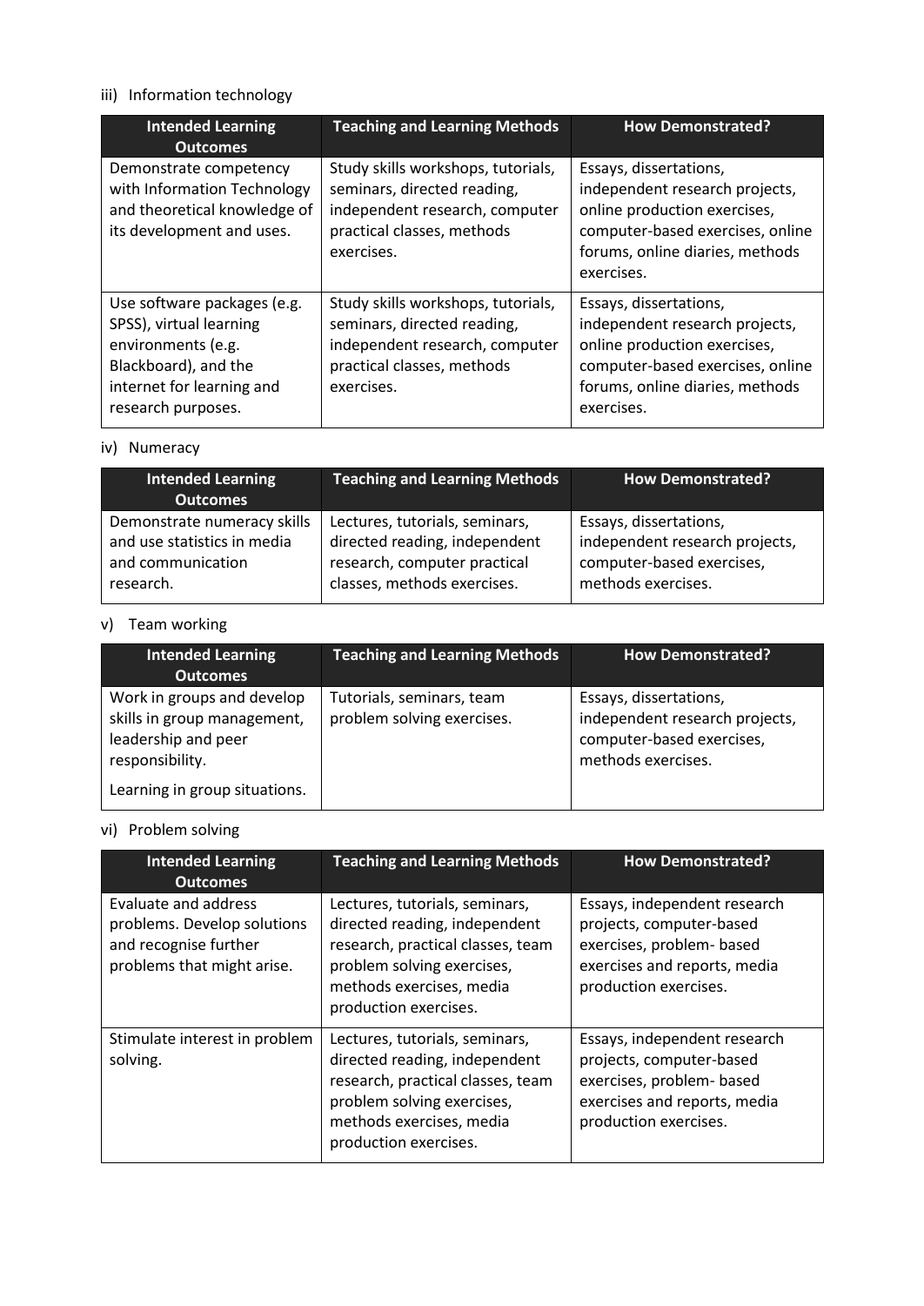iii) Information technology

| Intended Learning Outcomes | Teaching and Learning Methods | How Demonstrated? |
|---|---|---|
| Demonstrate competency with Information Technology and theoretical knowledge of its development and uses. | Study skills workshops, tutorials, seminars, directed reading, independent research, computer practical classes, methods exercises. | Essays, dissertations, independent research projects, online production exercises, computer-based exercises, online forums, online diaries, methods exercises. |
| Use software packages (e.g. SPSS), virtual learning environments (e.g. Blackboard), and the internet for learning and research purposes. | Study skills workshops, tutorials, seminars, directed reading, independent research, computer practical classes, methods exercises. | Essays, dissertations, independent research projects, online production exercises, computer-based exercises, online forums, online diaries, methods exercises. |

iv) Numeracy

| Intended Learning Outcomes | Teaching and Learning Methods | How Demonstrated? |
|---|---|---|
| Demonstrate numeracy skills and use statistics in media and communication research. | Lectures, tutorials, seminars, directed reading, independent research, computer practical classes, methods exercises. | Essays, dissertations, independent research projects, computer-based exercises, methods exercises. |

v) Team working

| Intended Learning Outcomes | Teaching and Learning Methods | How Demonstrated? |
|---|---|---|
| Work in groups and develop skills in group management, leadership and peer responsibility. Learning in group situations. | Tutorials, seminars, team problem solving exercises. | Essays, dissertations, independent research projects, computer-based exercises, methods exercises. |

vi) Problem solving

| Intended Learning Outcomes | Teaching and Learning Methods | How Demonstrated? |
|---|---|---|
| Evaluate and address problems. Develop solutions and recognise further problems that might arise. | Lectures, tutorials, seminars, directed reading, independent research, practical classes, team problem solving exercises, methods exercises, media production exercises. | Essays, independent research projects, computer-based exercises, problem- based exercises and reports, media production exercises. |
| Stimulate interest in problem solving. | Lectures, tutorials, seminars, directed reading, independent research, practical classes, team problem solving exercises, methods exercises, media production exercises. | Essays, independent research projects, computer-based exercises, problem- based exercises and reports, media production exercises. |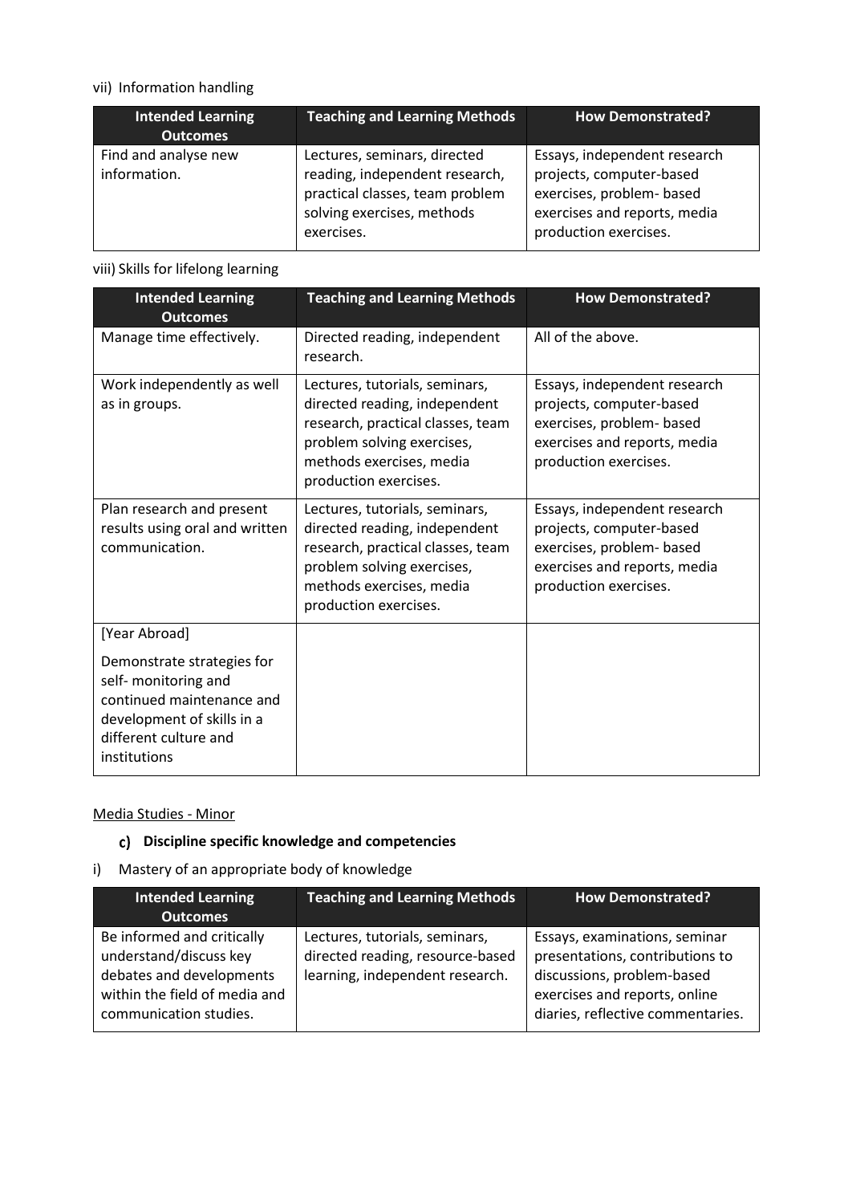vii) Information handling

| Intended Learning Outcomes | Teaching and Learning Methods | How Demonstrated? |
|---|---|---|
| Find and analyse new information. | Lectures, seminars, directed reading, independent research, practical classes, team problem solving exercises, methods exercises. | Essays, independent research projects, computer-based exercises, problem- based exercises and reports, media production exercises. |

viii) Skills for lifelong learning

| Intended Learning Outcomes | Teaching and Learning Methods | How Demonstrated? |
|---|---|---|
| Manage time effectively. | Directed reading, independent research. | All of the above. |
| Work independently as well as in groups. | Lectures, tutorials, seminars, directed reading, independent research, practical classes, team problem solving exercises, methods exercises, media production exercises. | Essays, independent research projects, computer-based exercises, problem- based exercises and reports, media production exercises. |
| Plan research and present results using oral and written communication. | Lectures, tutorials, seminars, directed reading, independent research, practical classes, team problem solving exercises, methods exercises, media production exercises. | Essays, independent research projects, computer-based exercises, problem- based exercises and reports, media production exercises. |
| [Year Abroad]<br><br>Demonstrate strategies for self- monitoring and continued maintenance and development of skills in a different culture and institutions | | |

Media Studies - Minor

### c) Discipline specific knowledge and competencies

i) Mastery of an appropriate body of knowledge

| Intended Learning Outcomes | Teaching and Learning Methods | How Demonstrated? |
|---|---|---|
| Be informed and critically understand/discuss key debates and developments within the field of media and communication studies. | Lectures, tutorials, seminars, directed reading, resource-based learning, independent research. | Essays, examinations, seminar presentations, contributions to discussions, problem-based exercises and reports, online diaries, reflective commentaries. |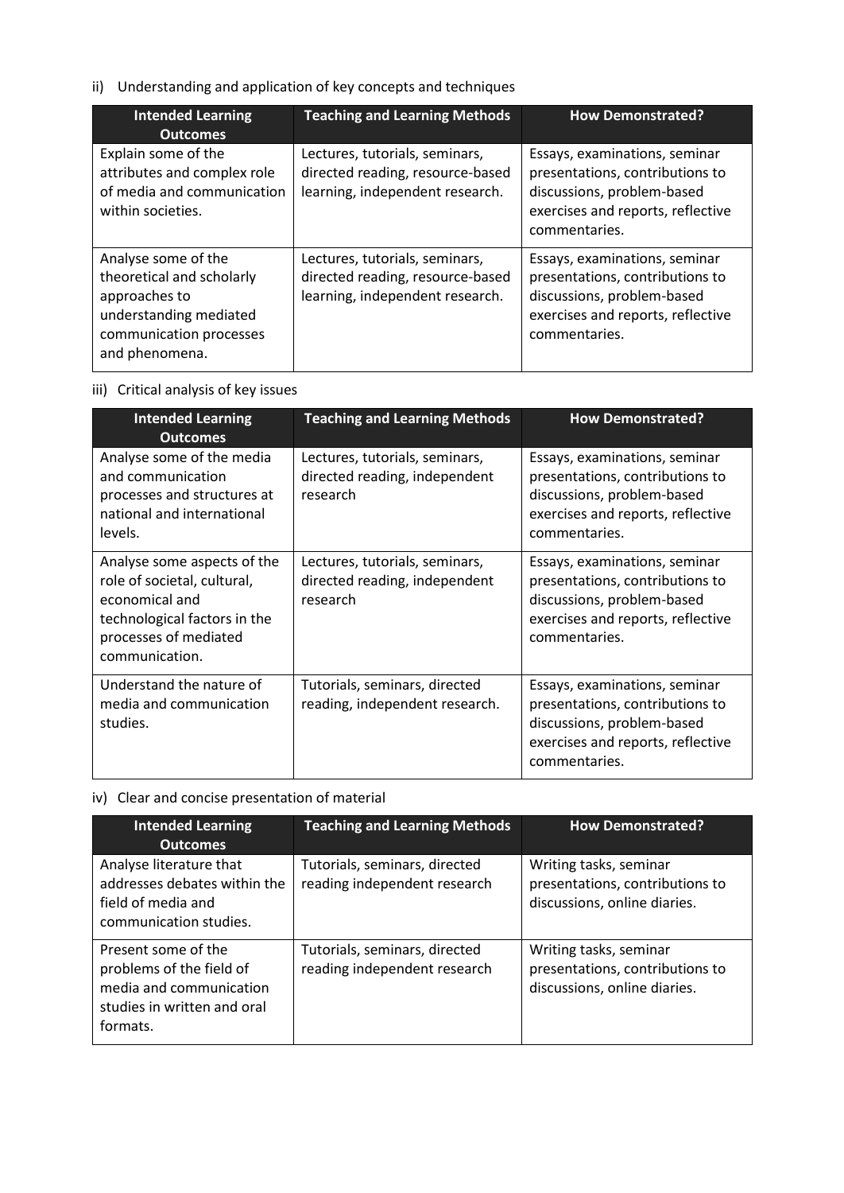ii) Understanding and application of key concepts and techniques

| Intended Learning Outcomes | Teaching and Learning Methods | How Demonstrated? |
|---|---|---|
| Explain some of the attributes and complex role of media and communication within societies. | Lectures, tutorials, seminars, directed reading, resource-based learning, independent research. | Essays, examinations, seminar presentations, contributions to discussions, problem-based exercises and reports, reflective commentaries. |
| Analyse some of the theoretical and scholarly approaches to understanding mediated communication processes and phenomena. | Lectures, tutorials, seminars, directed reading, resource-based learning, independent research. | Essays, examinations, seminar presentations, contributions to discussions, problem-based exercises and reports, reflective commentaries. |

iii) Critical analysis of key issues

| Intended Learning Outcomes | Teaching and Learning Methods | How Demonstrated? |
|---|---|---|
| Analyse some of the media and communication processes and structures at national and international levels. | Lectures, tutorials, seminars, directed reading, independent research | Essays, examinations, seminar presentations, contributions to discussions, problem-based exercises and reports, reflective commentaries. |
| Analyse some aspects of the role of societal, cultural, economical and technological factors in the processes of mediated communication. | Lectures, tutorials, seminars, directed reading, independent research | Essays, examinations, seminar presentations, contributions to discussions, problem-based exercises and reports, reflective commentaries. |
| Understand the nature of media and communication studies. | Tutorials, seminars, directed reading, independent research. | Essays, examinations, seminar presentations, contributions to discussions, problem-based exercises and reports, reflective commentaries. |

iv) Clear and concise presentation of material

| Intended Learning Outcomes | Teaching and Learning Methods | How Demonstrated? |
|---|---|---|
| Analyse literature that addresses debates within the field of media and communication studies. | Tutorials, seminars, directed reading independent research | Writing tasks, seminar presentations, contributions to discussions, online diaries. |
| Present some of the problems of the field of media and communication studies in written and oral formats. | Tutorials, seminars, directed reading independent research | Writing tasks, seminar presentations, contributions to discussions, online diaries. |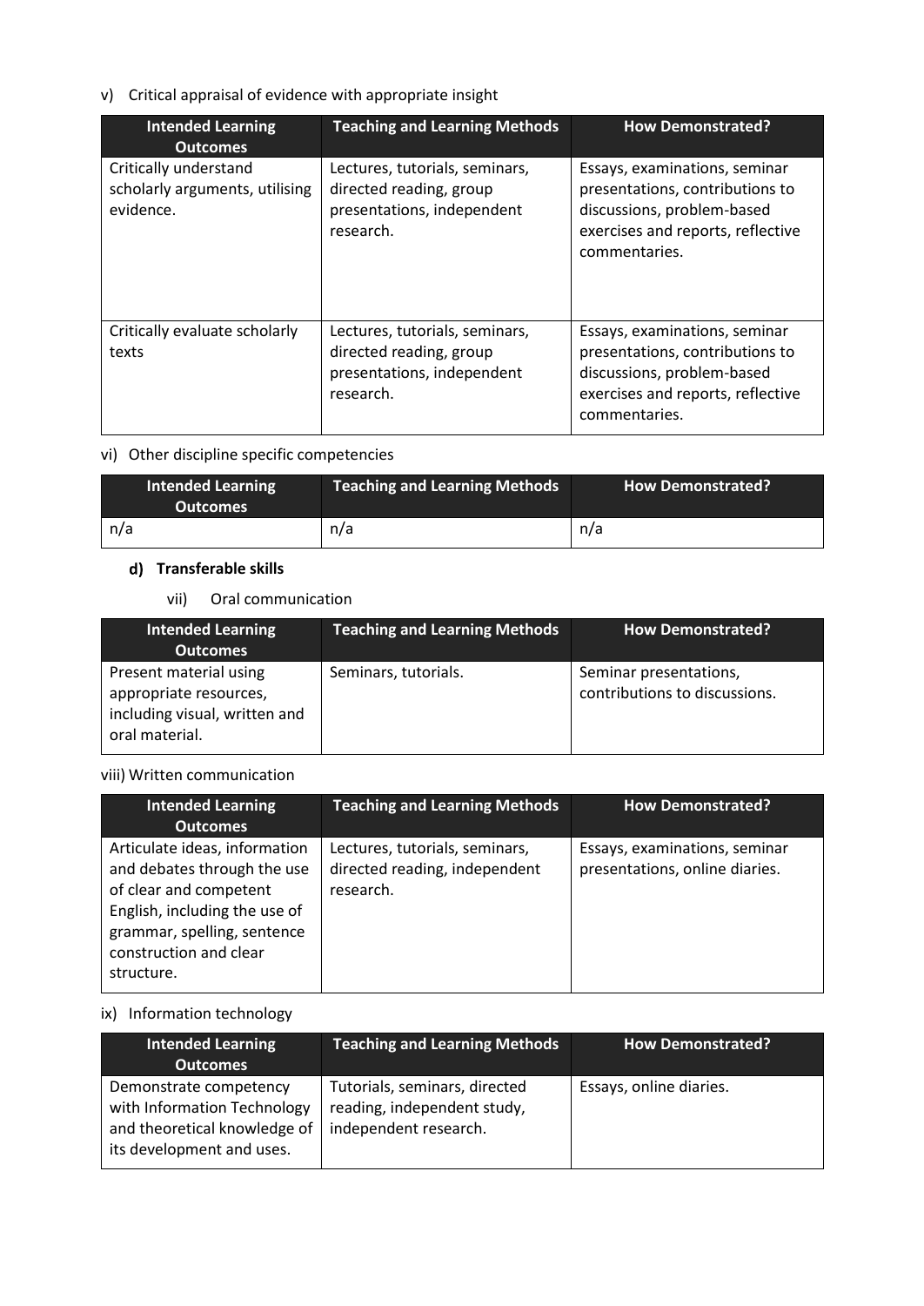v) Critical appraisal of evidence with appropriate insight

| Intended Learning Outcomes | Teaching and Learning Methods | How Demonstrated? |
|---|---|---|
| Critically understand scholarly arguments, utilising evidence. | Lectures, tutorials, seminars, directed reading, group presentations, independent research. | Essays, examinations, seminar presentations, contributions to discussions, problem-based exercises and reports, reflective commentaries. |
| Critically evaluate scholarly texts | Lectures, tutorials, seminars, directed reading, group presentations, independent research. | Essays, examinations, seminar presentations, contributions to discussions, problem-based exercises and reports, reflective commentaries. |

vi) Other discipline specific competencies

| Intended Learning Outcomes | Teaching and Learning Methods | How Demonstrated? |
|---|---|---|
| n/a | n/a | n/a |

### d) Transferable skills

vii) Oral communication

| Intended Learning Outcomes | Teaching and Learning Methods | How Demonstrated? |
|---|---|---|
| Present material using appropriate resources, including visual, written and oral material. | Seminars, tutorials. | Seminar presentations, contributions to discussions. |

viii) Written communication

| Intended Learning Outcomes | Teaching and Learning Methods | How Demonstrated? |
|---|---|---|
| Articulate ideas, information and debates through the use of clear and competent English, including the use of grammar, spelling, sentence construction and clear structure. | Lectures, tutorials, seminars, directed reading, independent research. | Essays, examinations, seminar presentations, online diaries. |

ix) Information technology

| Intended Learning Outcomes | Teaching and Learning Methods | How Demonstrated? |
|---|---|---|
| Demonstrate competency with Information Technology and theoretical knowledge of its development and uses. | Tutorials, seminars, directed reading, independent study, independent research. | Essays, online diaries. |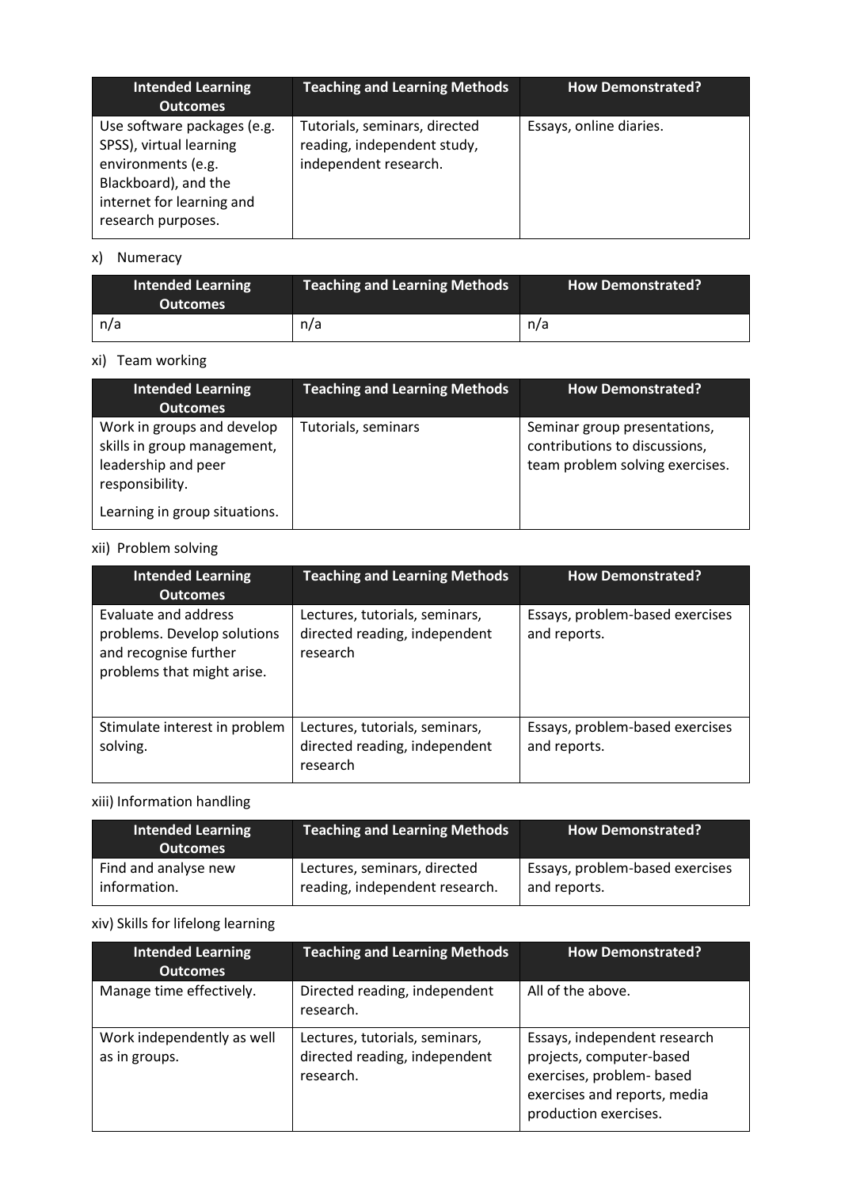| Intended Learning Outcomes | Teaching and Learning Methods | How Demonstrated? |
|---|---|---|
| Use software packages (e.g. SPSS), virtual learning environments (e.g. Blackboard), and the internet for learning and research purposes. | Tutorials, seminars, directed reading, independent study, independent research. | Essays, online diaries. |

x) Numeracy

| Intended Learning Outcomes | Teaching and Learning Methods | How Demonstrated? |
|---|---|---|
| n/a | n/a | n/a |

xi) Team working

| Intended Learning Outcomes | Teaching and Learning Methods | How Demonstrated? |
|---|---|---|
| Work in groups and develop skills in group management, leadership and peer responsibility. Learning in group situations. | Tutorials, seminars | Seminar group presentations, contributions to discussions, team problem solving exercises. |

xii) Problem solving

| Intended Learning Outcomes | Teaching and Learning Methods | How Demonstrated? |
|---|---|---|
| Evaluate and address problems. Develop solutions and recognise further problems that might arise. | Lectures, tutorials, seminars, directed reading, independent research | Essays, problem-based exercises and reports. |
| Stimulate interest in problem solving. | Lectures, tutorials, seminars, directed reading, independent research | Essays, problem-based exercises and reports. |

xiii) Information handling

| Intended Learning Outcomes | Teaching and Learning Methods | How Demonstrated? |
|---|---|---|
| Find and analyse new information. | Lectures, seminars, directed reading, independent research. | Essays, problem-based exercises and reports. |

xiv) Skills for lifelong learning

| Intended Learning Outcomes | Teaching and Learning Methods | How Demonstrated? |
|---|---|---|
| Manage time effectively. | Directed reading, independent research. | All of the above. |
| Work independently as well as in groups. | Lectures, tutorials, seminars, directed reading, independent research. | Essays, independent research projects, computer-based exercises, problem- based exercises and reports, media production exercises. |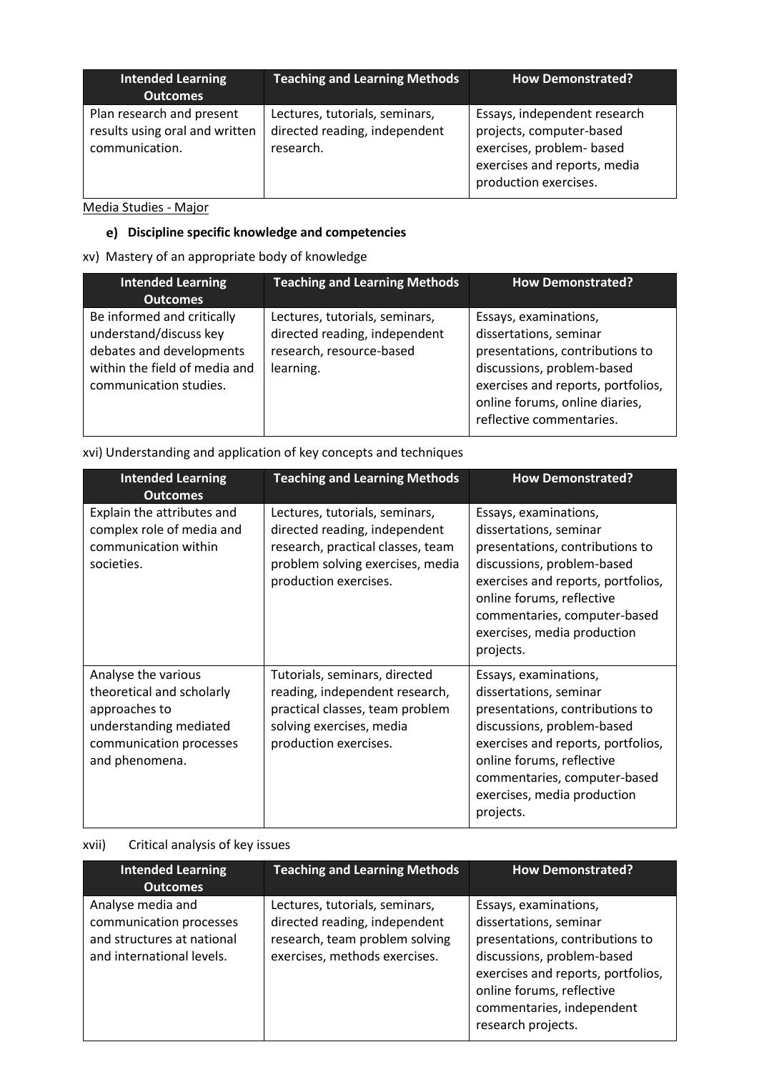| Intended Learning Outcomes | Teaching and Learning Methods | How Demonstrated? |
|---|---|---|
| Plan research and present results using oral and written communication. | Lectures, tutorials, seminars, directed reading, independent research. | Essays, independent research projects, computer-based exercises, problem- based exercises and reports, media production exercises. |

Media Studies - Major

**e) Discipline specific knowledge and competencies**

xv) Mastery of an appropriate body of knowledge

| Intended Learning Outcomes | Teaching and Learning Methods | How Demonstrated? |
|---|---|---|
| Be informed and critically understand/discuss key debates and developments within the field of media and communication studies. | Lectures, tutorials, seminars, directed reading, independent research, resource-based learning. | Essays, examinations, dissertations, seminar presentations, contributions to discussions, problem-based exercises and reports, portfolios, online forums, online diaries, reflective commentaries. |

xvi) Understanding and application of key concepts and techniques

| Intended Learning Outcomes | Teaching and Learning Methods | How Demonstrated? |
|---|---|---|
| Explain the attributes and complex role of media and communication within societies. | Lectures, tutorials, seminars, directed reading, independent research, practical classes, team problem solving exercises, media production exercises. | Essays, examinations, dissertations, seminar presentations, contributions to discussions, problem-based exercises and reports, portfolios, online forums, reflective commentaries, computer-based exercises, media production projects. |
| Analyse the various theoretical and scholarly approaches to understanding mediated communication processes and phenomena. | Tutorials, seminars, directed reading, independent research, practical classes, team problem solving exercises, media production exercises. | Essays, examinations, dissertations, seminar presentations, contributions to discussions, problem-based exercises and reports, portfolios, online forums, reflective commentaries, computer-based exercises, media production projects. |

xvii) Critical analysis of key issues

| Intended Learning Outcomes | Teaching and Learning Methods | How Demonstrated? |
|---|---|---|
| Analyse media and communication processes and structures at national and international levels. | Lectures, tutorials, seminars, directed reading, independent research, team problem solving exercises, methods exercises. | Essays, examinations, dissertations, seminar presentations, contributions to discussions, problem-based exercises and reports, portfolios, online forums, reflective commentaries, independent research projects. |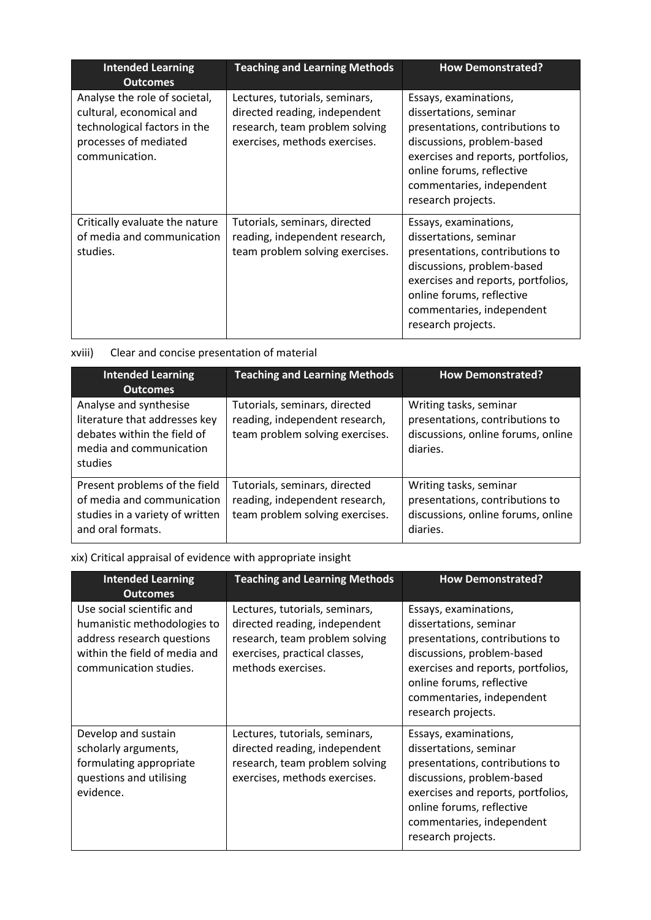| Intended Learning Outcomes | Teaching and Learning Methods | How Demonstrated? |
|---|---|---|
| Analyse the role of societal, cultural, economical and technological factors in the processes of mediated communication. | Lectures, tutorials, seminars, directed reading, independent research, team problem solving exercises, methods exercises. | Essays, examinations, dissertations, seminar presentations, contributions to discussions, problem-based exercises and reports, portfolios, online forums, reflective commentaries, independent research projects. |
| Critically evaluate the nature of media and communication studies. | Tutorials, seminars, directed reading, independent research, team problem solving exercises. | Essays, examinations, dissertations, seminar presentations, contributions to discussions, problem-based exercises and reports, portfolios, online forums, reflective commentaries, independent research projects. |

xviii) Clear and concise presentation of material

| Intended Learning Outcomes | Teaching and Learning Methods | How Demonstrated? |
|---|---|---|
| Analyse and synthesise literature that addresses key debates within the field of media and communication studies | Tutorials, seminars, directed reading, independent research, team problem solving exercises. | Writing tasks, seminar presentations, contributions to discussions, online forums, online diaries. |
| Present problems of the field of media and communication studies in a variety of written and oral formats. | Tutorials, seminars, directed reading, independent research, team problem solving exercises. | Writing tasks, seminar presentations, contributions to discussions, online forums, online diaries. |

xix) Critical appraisal of evidence with appropriate insight

| Intended Learning Outcomes | Teaching and Learning Methods | How Demonstrated? |
|---|---|---|
| Use social scientific and humanistic methodologies to address research questions within the field of media and communication studies. | Lectures, tutorials, seminars, directed reading, independent research, team problem solving exercises, practical classes, methods exercises. | Essays, examinations, dissertations, seminar presentations, contributions to discussions, problem-based exercises and reports, portfolios, online forums, reflective commentaries, independent research projects. |
| Develop and sustain scholarly arguments, formulating appropriate questions and utilising evidence. | Lectures, tutorials, seminars, directed reading, independent research, team problem solving exercises, methods exercises. | Essays, examinations, dissertations, seminar presentations, contributions to discussions, problem-based exercises and reports, portfolios, online forums, reflective commentaries, independent research projects. |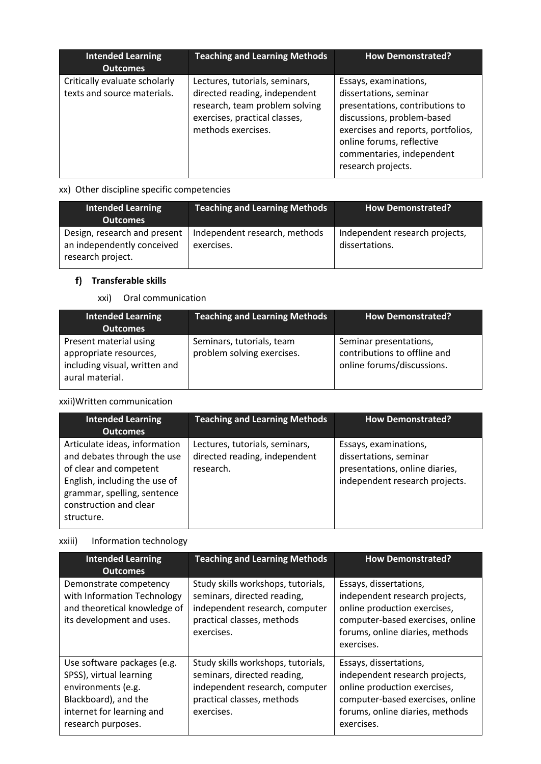| Intended Learning Outcomes | Teaching and Learning Methods | How Demonstrated? |
|---|---|---|
| Critically evaluate scholarly texts and source materials. | Lectures, tutorials, seminars, directed reading, independent research, team problem solving exercises, practical classes, methods exercises. | Essays, examinations, dissertations, seminar presentations, contributions to discussions, problem-based exercises and reports, portfolios, online forums, reflective commentaries, independent research projects. |

xx) Other discipline specific competencies

| Intended Learning Outcomes | Teaching and Learning Methods | How Demonstrated? |
|---|---|---|
| Design, research and present an independently conceived research project. | Independent research, methods exercises. | Independent research projects, dissertations. |

### f) Transferable skills

xxi) Oral communication

| Intended Learning Outcomes | Teaching and Learning Methods | How Demonstrated? |
|---|---|---|
| Present material using appropriate resources, including visual, written and aural material. | Seminars, tutorials, team problem solving exercises. | Seminar presentations, contributions to offline and online forums/discussions. |

xxii) Written communication

| Intended Learning Outcomes | Teaching and Learning Methods | How Demonstrated? |
|---|---|---|
| Articulate ideas, information and debates through the use of clear and competent English, including the use of grammar, spelling, sentence construction and clear structure. | Lectures, tutorials, seminars, directed reading, independent research. | Essays, examinations, dissertations, seminar presentations, online diaries, independent research projects. |

xxiii) Information technology

| Intended Learning Outcomes | Teaching and Learning Methods | How Demonstrated? |
|---|---|---|
| Demonstrate competency with Information Technology and theoretical knowledge of its development and uses. | Study skills workshops, tutorials, seminars, directed reading, independent research, computer practical classes, methods exercises. | Essays, dissertations, independent research projects, online production exercises, computer-based exercises, online forums, online diaries, methods exercises. |
| Use software packages (e.g. SPSS), virtual learning environments (e.g. Blackboard), and the internet for learning and research purposes. | Study skills workshops, tutorials, seminars, directed reading, independent research, computer practical classes, methods exercises. | Essays, dissertations, independent research projects, online production exercises, computer-based exercises, online forums, online diaries, methods exercises. |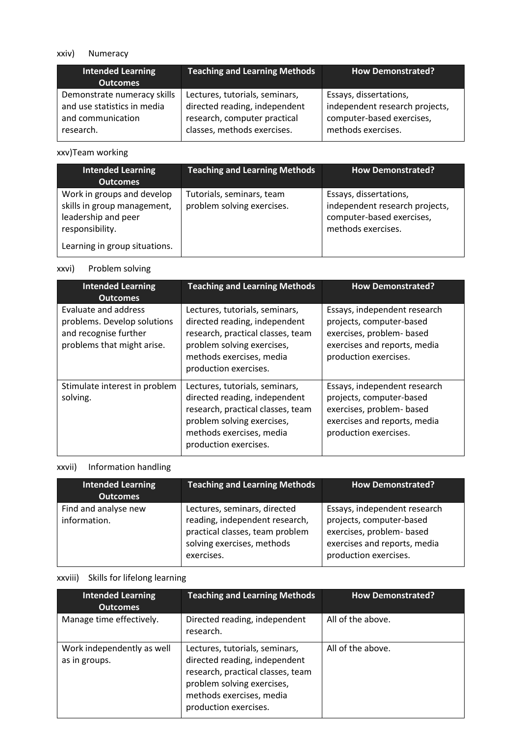xxiv) Numeracy

| Intended Learning Outcomes | Teaching and Learning Methods | How Demonstrated? |
|---|---|---|
| Demonstrate numeracy skills and use statistics in media and communication research. | Lectures, tutorials, seminars, directed reading, independent research, computer practical classes, methods exercises. | Essays, dissertations, independent research projects, computer-based exercises, methods exercises. |

xxv) Team working

| Intended Learning Outcomes | Teaching and Learning Methods | How Demonstrated? |
|---|---|---|
| Work in groups and develop skills in group management, leadership and peer responsibility.<br><br>Learning in group situations. | Tutorials, seminars, team problem solving exercises. | Essays, dissertations, independent research projects, computer-based exercises, methods exercises. |

xxvi) Problem solving

| Intended Learning Outcomes | Teaching and Learning Methods | How Demonstrated? |
|---|---|---|
| Evaluate and address problems. Develop solutions and recognise further problems that might arise. | Lectures, tutorials, seminars, directed reading, independent research, practical classes, team problem solving exercises, methods exercises, media production exercises. | Essays, independent research projects, computer-based exercises, problem- based exercises and reports, media production exercises. |
| Stimulate interest in problem solving. | Lectures, tutorials, seminars, directed reading, independent research, practical classes, team problem solving exercises, methods exercises, media production exercises. | Essays, independent research projects, computer-based exercises, problem- based exercises and reports, media production exercises. |

xxvii) Information handling

| Intended Learning Outcomes | Teaching and Learning Methods | How Demonstrated? |
|---|---|---|
| Find and analyse new information. | Lectures, seminars, directed reading, independent research, practical classes, team problem solving exercises, methods exercises. | Essays, independent research projects, computer-based exercises, problem- based exercises and reports, media production exercises. |

xxviii) Skills for lifelong learning

| Intended Learning Outcomes | Teaching and Learning Methods | How Demonstrated? |
|---|---|---|
| Manage time effectively. | Directed reading, independent research. | All of the above. |
| Work independently as well as in groups. | Lectures, tutorials, seminars, directed reading, independent research, practical classes, team problem solving exercises, methods exercises, media production exercises. | All of the above. |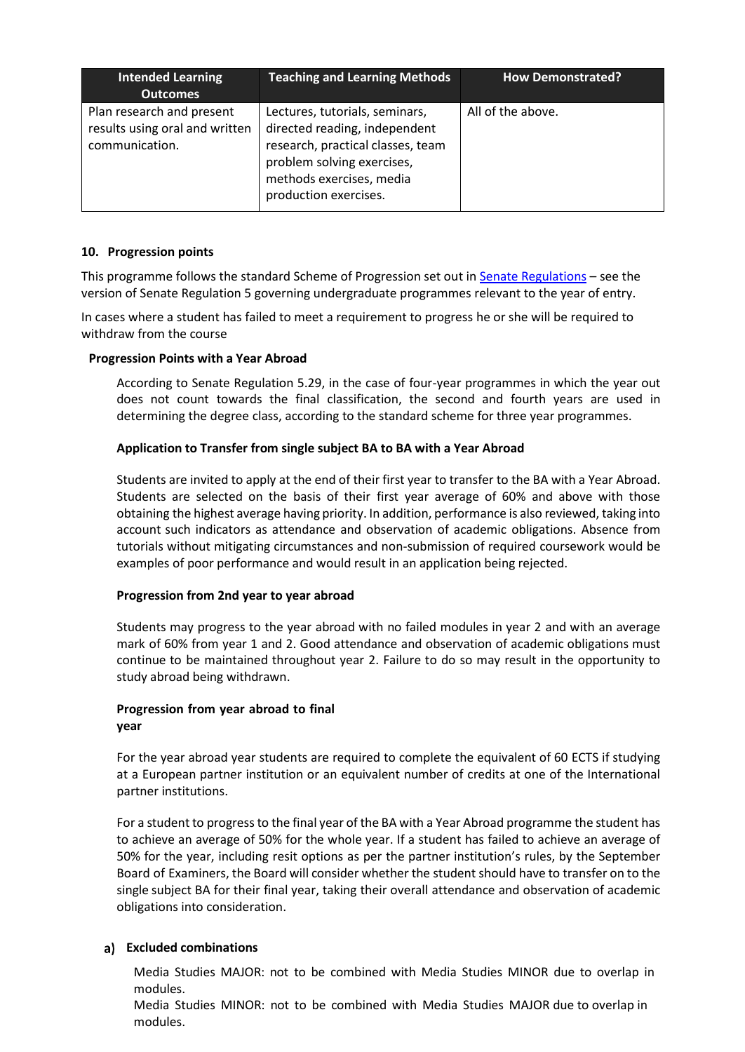| Intended Learning Outcomes | Teaching and Learning Methods | How Demonstrated? |
| --- | --- | --- |
| Plan research and present results using oral and written communication. | Lectures, tutorials, seminars, directed reading, independent research, practical classes, team problem solving exercises, methods exercises, media production exercises. | All of the above. |

## 10. Progression points

This programme follows the standard Scheme of Progression set out in Senate Regulations – see the version of Senate Regulation 5 governing undergraduate programmes relevant to the year of entry.

In cases where a student has failed to meet a requirement to progress he or she will be required to withdraw from the course

### Progression Points with a Year Abroad

According to Senate Regulation 5.29, in the case of four-year programmes in which the year out does not count towards the final classification, the second and fourth years are used in determining the degree class, according to the standard scheme for three year programmes.

#### Application to Transfer from single subject BA to BA with a Year Abroad

Students are invited to apply at the end of their first year to transfer to the BA with a Year Abroad. Students are selected on the basis of their first year average of 60% and above with those obtaining the highest average having priority. In addition, performance is also reviewed, taking into account such indicators as attendance and observation of academic obligations. Absence from tutorials without mitigating circumstances and non-submission of required coursework would be examples of poor performance and would result in an application being rejected.

#### Progression from 2nd year to year abroad

Students may progress to the year abroad with no failed modules in year 2 and with an average mark of 60% from year 1 and 2. Good attendance and observation of academic obligations must continue to be maintained throughout year 2. Failure to do so may result in the opportunity to study abroad being withdrawn.

#### Progression from year abroad to final year

For the year abroad year students are required to complete the equivalent of 60 ECTS if studying at a European partner institution or an equivalent number of credits at one of the International partner institutions.

For a student to progress to the final year of the BA with a Year Abroad programme the student has to achieve an average of 50% for the whole year. If a student has failed to achieve an average of 50% for the year, including resit options as per the partner institution's rules, by the September Board of Examiners, the Board will consider whether the student should have to transfer on to the single subject BA for their final year, taking their overall attendance and observation of academic obligations into consideration.

### a) Excluded combinations

Media Studies MAJOR: not to be combined with Media Studies MINOR due to overlap in modules.
Media Studies MINOR: not to be combined with Media Studies MAJOR due to overlap in modules.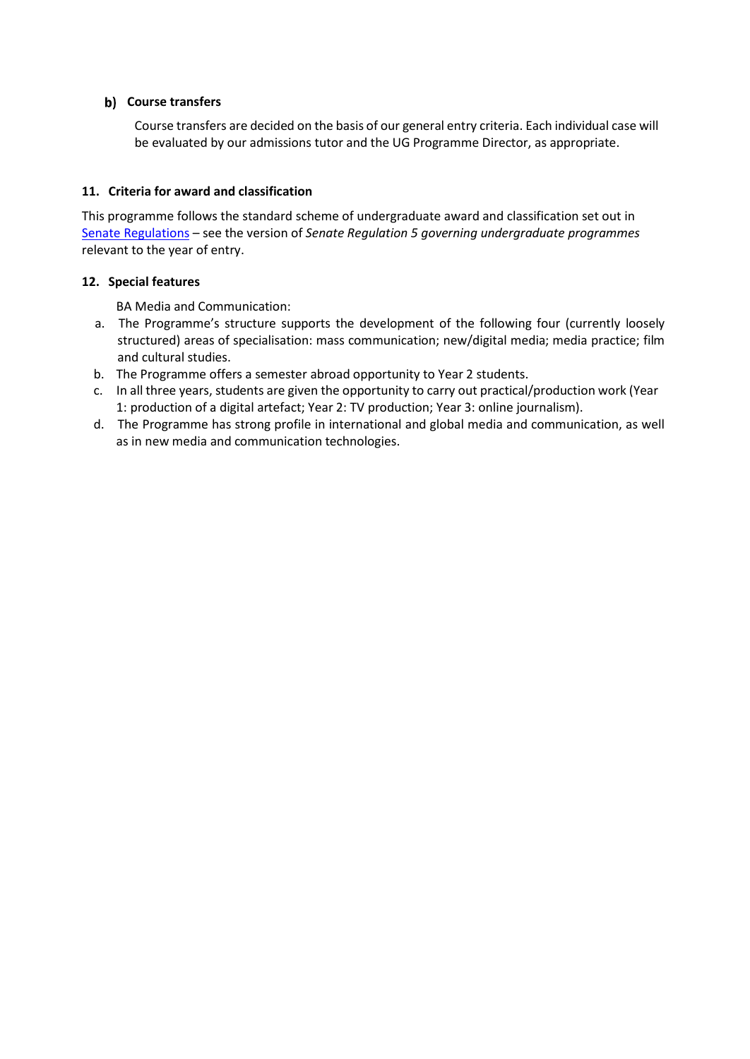### b) Course transfers

Course transfers are decided on the basis of our general entry criteria. Each individual case will be evaluated by our admissions tutor and the UG Programme Director, as appropriate.

### 11. Criteria for award and classification

This programme follows the standard scheme of undergraduate award and classification set out in Senate Regulations – see the version of *Senate Regulation 5 governing undergraduate programmes* relevant to the year of entry.

### 12. Special features

BA Media and Communication:

a. The Programme's structure supports the development of the following four (currently loosely structured) areas of specialisation: mass communication; new/digital media; media practice; film and cultural studies.
b. The Programme offers a semester abroad opportunity to Year 2 students.
c. In all three years, students are given the opportunity to carry out practical/production work (Year 1: production of a digital artefact; Year 2: TV production; Year 3: online journalism).
d. The Programme has strong profile in international and global media and communication, as well as in new media and communication technologies.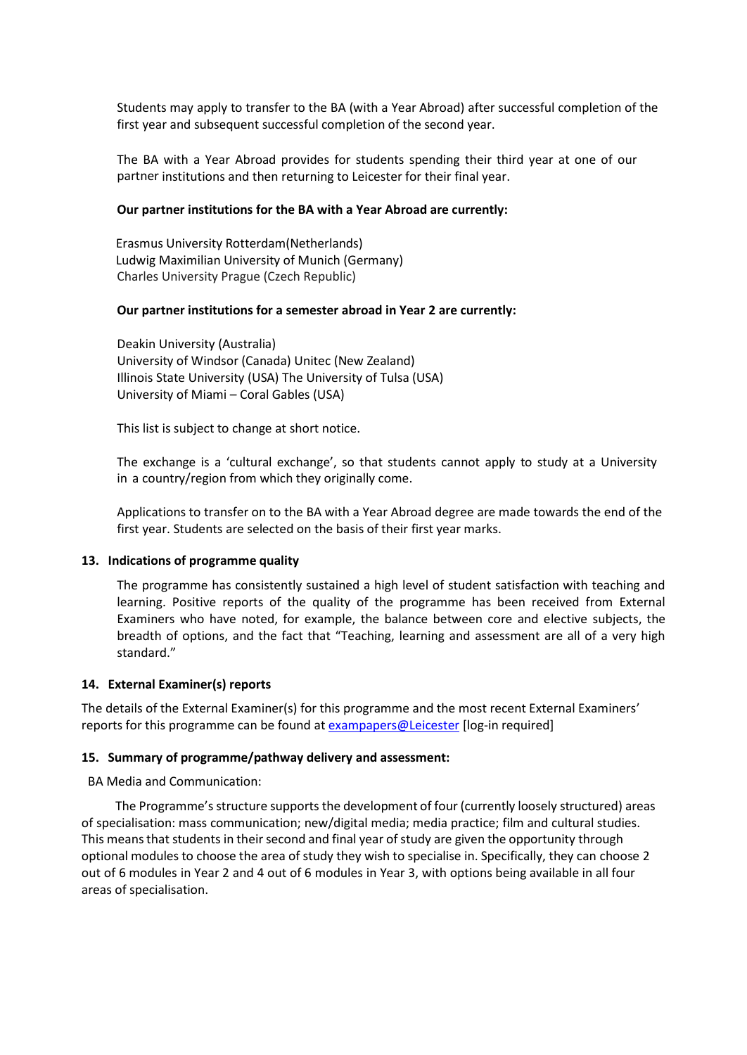Students may apply to transfer to the BA (with a Year Abroad) after successful completion of the first year and subsequent successful completion of the second year.

The BA with a Year Abroad provides for students spending their third year at one of our partner institutions and then returning to Leicester for their final year.

**Our partner institutions for the BA with a Year Abroad are currently:**

Erasmus University Rotterdam(Netherlands)
Ludwig Maximilian University of Munich (Germany)
Charles University Prague (Czech Republic)

**Our partner institutions for a semester abroad in Year 2 are currently:**

Deakin University (Australia)
University of Windsor (Canada) Unitec (New Zealand)
Illinois State University (USA) The University of Tulsa (USA)
University of Miami – Coral Gables (USA)

This list is subject to change at short notice.

The exchange is a 'cultural exchange', so that students cannot apply to study at a University in a country/region from which they originally come.

Applications to transfer on to the BA with a Year Abroad degree are made towards the end of the first year. Students are selected on the basis of their first year marks.

### 13. Indications of programme quality

The programme has consistently sustained a high level of student satisfaction with teaching and learning. Positive reports of the quality of the programme has been received from External Examiners who have noted, for example, the balance between core and elective subjects, the breadth of options, and the fact that "Teaching, learning and assessment are all of a very high standard."

### 14. External Examiner(s) reports

The details of the External Examiner(s) for this programme and the most recent External Examiners' reports for this programme can be found at exampapers@Leicester [log-in required]

### 15. Summary of programme/pathway delivery and assessment:

BA Media and Communication:

The Programme's structure supports the development of four (currently loosely structured) areas of specialisation: mass communication; new/digital media; media practice; film and cultural studies. This means that students in their second and final year of study are given the opportunity through optional modules to choose the area of study they wish to specialise in. Specifically, they can choose 2 out of 6 modules in Year 2 and 4 out of 6 modules in Year 3, with options being available in all four areas of specialisation.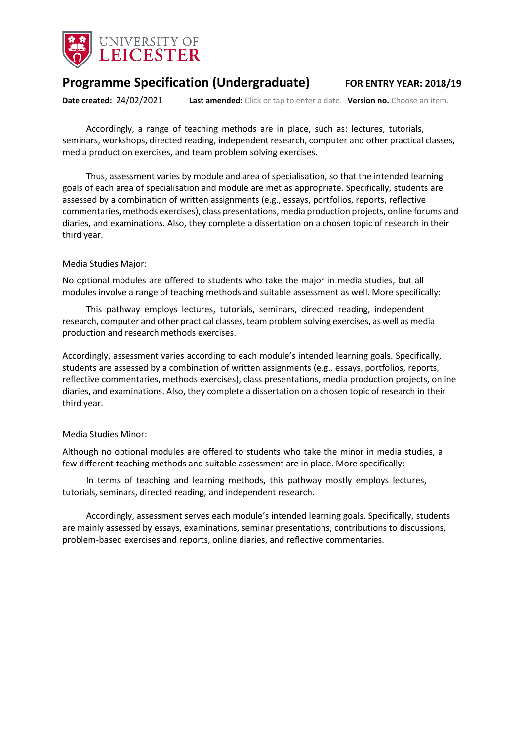Accordingly, a range of teaching methods are in place, such as: lectures, tutorials, seminars, workshops, directed reading, independent research, computer and other practical classes, media production exercises, and team problem solving exercises.

Thus, assessment varies by module and area of specialisation, so that the intended learning goals of each area of specialisation and module are met as appropriate. Specifically, students are assessed by a combination of written assignments (e.g., essays, portfolios, reports, reflective commentaries, methods exercises), class presentations, media production projects, online forums and diaries, and examinations. Also, they complete a dissertation on a chosen topic of research in their third year.

Media Studies Major:

No optional modules are offered to students who take the major in media studies, but all modules involve a range of teaching methods and suitable assessment as well. More specifically:

This pathway employs lectures, tutorials, seminars, directed reading, independent research, computer and other practical classes, team problem solving exercises, as well as media production and research methods exercises.

Accordingly, assessment varies according to each module's intended learning goals. Specifically, students are assessed by a combination of written assignments (e.g., essays, portfolios, reports, reflective commentaries, methods exercises), class presentations, media production projects, online diaries, and examinations. Also, they complete a dissertation on a chosen topic of research in their third year.

Media Studies Minor:

Although no optional modules are offered to students who take the minor in media studies, a few different teaching methods and suitable assessment are in place. More specifically:

In terms of teaching and learning methods, this pathway mostly employs lectures, tutorials, seminars, directed reading, and independent research.

Accordingly, assessment serves each module's intended learning goals. Specifically, students are mainly assessed by essays, examinations, seminar presentations, contributions to discussions, problem-based exercises and reports, online diaries, and reflective commentaries.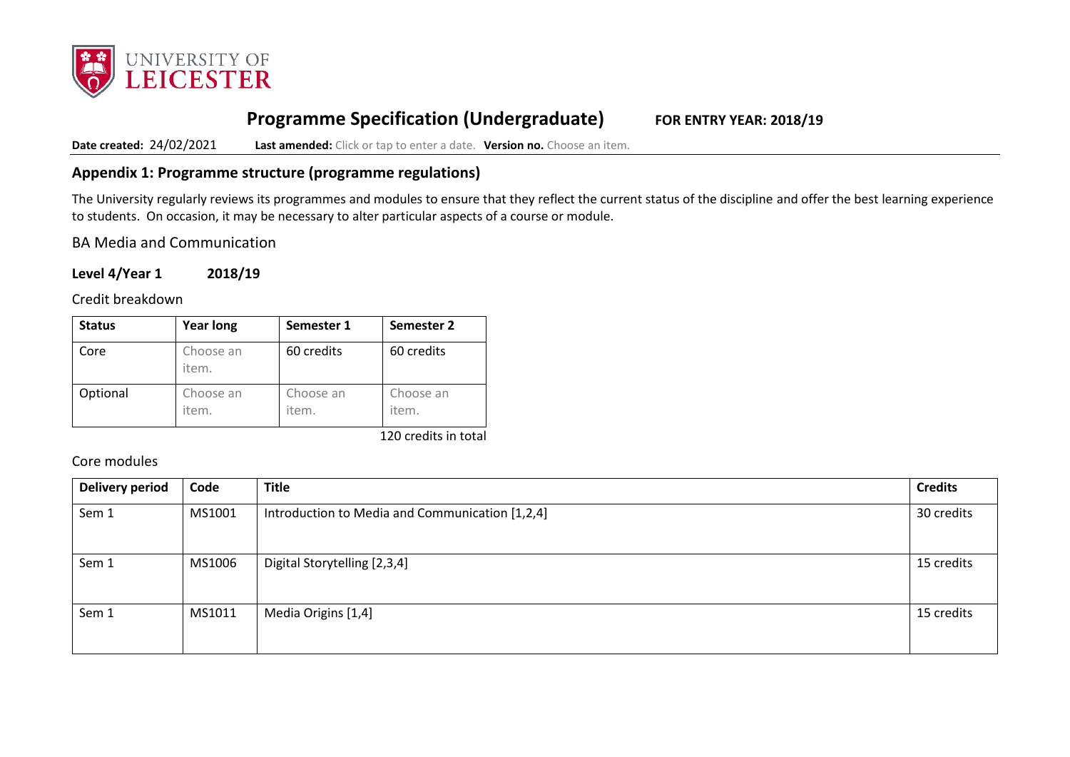# Programme Specification (Undergraduate)

**FOR ENTRY YEAR: 2018/19**

**Date created:** 24/02/2021 **Last amended:** Click or tap to enter a date. **Version no.** Choose an item.

## Appendix 1: Programme structure (programme regulations)

The University regularly reviews its programmes and modules to ensure that they reflect the current status of the discipline and offer the best learning experience to students. On occasion, it may be necessary to alter particular aspects of a course or module.

BA Media and Communication

**Level 4/Year 1 2018/19**

Credit breakdown

| Status | Year long | Semester 1 | Semester 2 |
|---|---|---|---|
| Core | Choose an item. | 60 credits | 60 credits |
| Optional | Choose an item. | Choose an item. | Choose an item. |

120 credits in total

Core modules

| Delivery period | Code | Title | Credits |
|---|---|---|---|
| Sem 1 | MS1001 | Introduction to Media and Communication [1,2,4] | 30 credits |
| Sem 1 | MS1006 | Digital Storytelling [2,3,4] | 15 credits |
| Sem 1 | MS1011 | Media Origins [1,4] | 15 credits |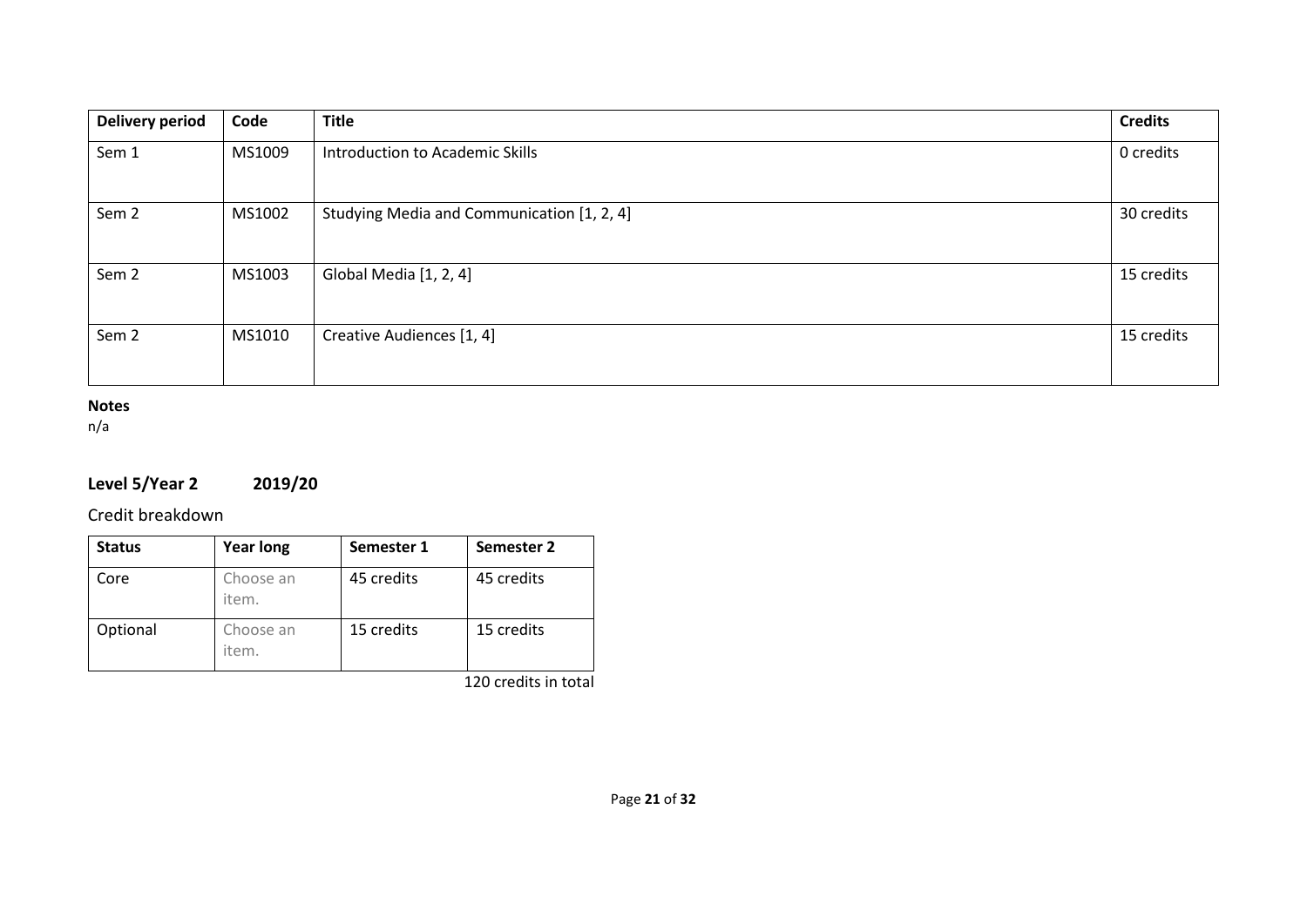| Delivery period | Code | Title | Credits |
|---|---|---|---|
| Sem 1 | MS1009 | Introduction to Academic Skills | 0 credits |
| Sem 2 | MS1002 | Studying Media and Communication [1, 2, 4] | 30 credits |
| Sem 2 | MS1003 | Global Media [1, 2, 4] | 15 credits |
| Sem 2 | MS1010 | Creative Audiences [1, 4] | 15 credits |

**Notes**
n/a

## Level 5/Year 2 2019/20

Credit breakdown

| Status | Year long | Semester 1 | Semester 2 |
|---|---|---|---|
| Core | Choose an item. | 45 credits | 45 credits |
| Optional | Choose an item. | 15 credits | 15 credits |

120 credits in total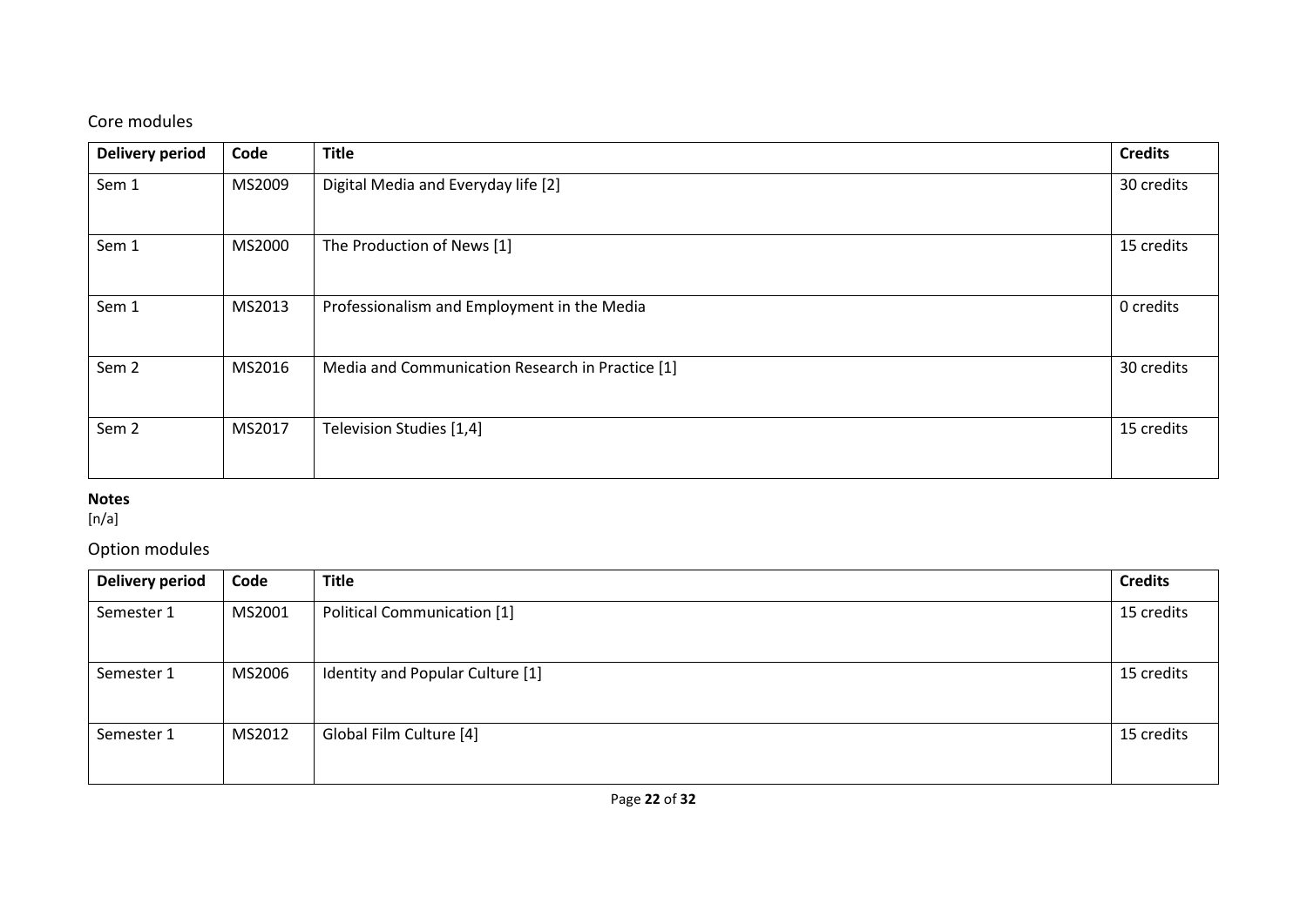## Core modules

| Delivery period | Code | Title | Credits |
|---|---|---|---|
| Sem 1 | MS2009 | Digital Media and Everyday life [2] | 30 credits |
| Sem 1 | MS2000 | The Production of News [1] | 15 credits |
| Sem 1 | MS2013 | Professionalism and Employment in the Media | 0 credits |
| Sem 2 | MS2016 | Media and Communication Research in Practice [1] | 30 credits |
| Sem 2 | MS2017 | Television Studies [1,4] | 15 credits |

**Notes**
[n/a]

## Option modules

| Delivery period | Code | Title | Credits |
|---|---|---|---|
| Semester 1 | MS2001 | Political Communication [1] | 15 credits |
| Semester 1 | MS2006 | Identity and Popular Culture [1] | 15 credits |
| Semester 1 | MS2012 | Global Film Culture [4] | 15 credits |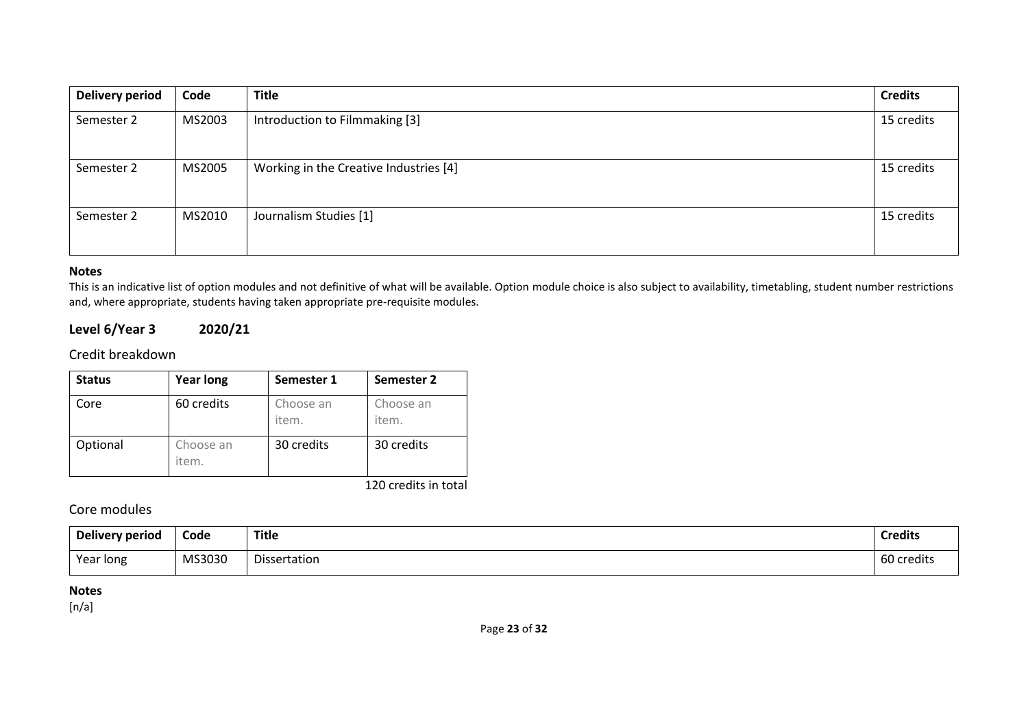| Delivery period | Code | Title | Credits |
|---|---|---|---|
| Semester 2 | MS2003 | Introduction to Filmmaking [3] | 15 credits |
| Semester 2 | MS2005 | Working in the Creative Industries [4] | 15 credits |
| Semester 2 | MS2010 | Journalism Studies [1] | 15 credits |

**Notes**
This is an indicative list of option modules and not definitive of what will be available. Option module choice is also subject to availability, timetabling, student number restrictions and, where appropriate, students having taken appropriate pre-requisite modules.

## Level 6/Year 3 2020/21

### Credit breakdown

| Status | Year long | Semester 1 | Semester 2 |
|---|---|---|---|
| Core | 60 credits | Choose an item. | Choose an item. |
| Optional | Choose an item. | 30 credits | 30 credits |

120 credits in total

### Core modules

| Delivery period | Code | Title | Credits |
|---|---|---|---|
| Year long | MS3030 | Dissertation | 60 credits |

**Notes**
[n/a]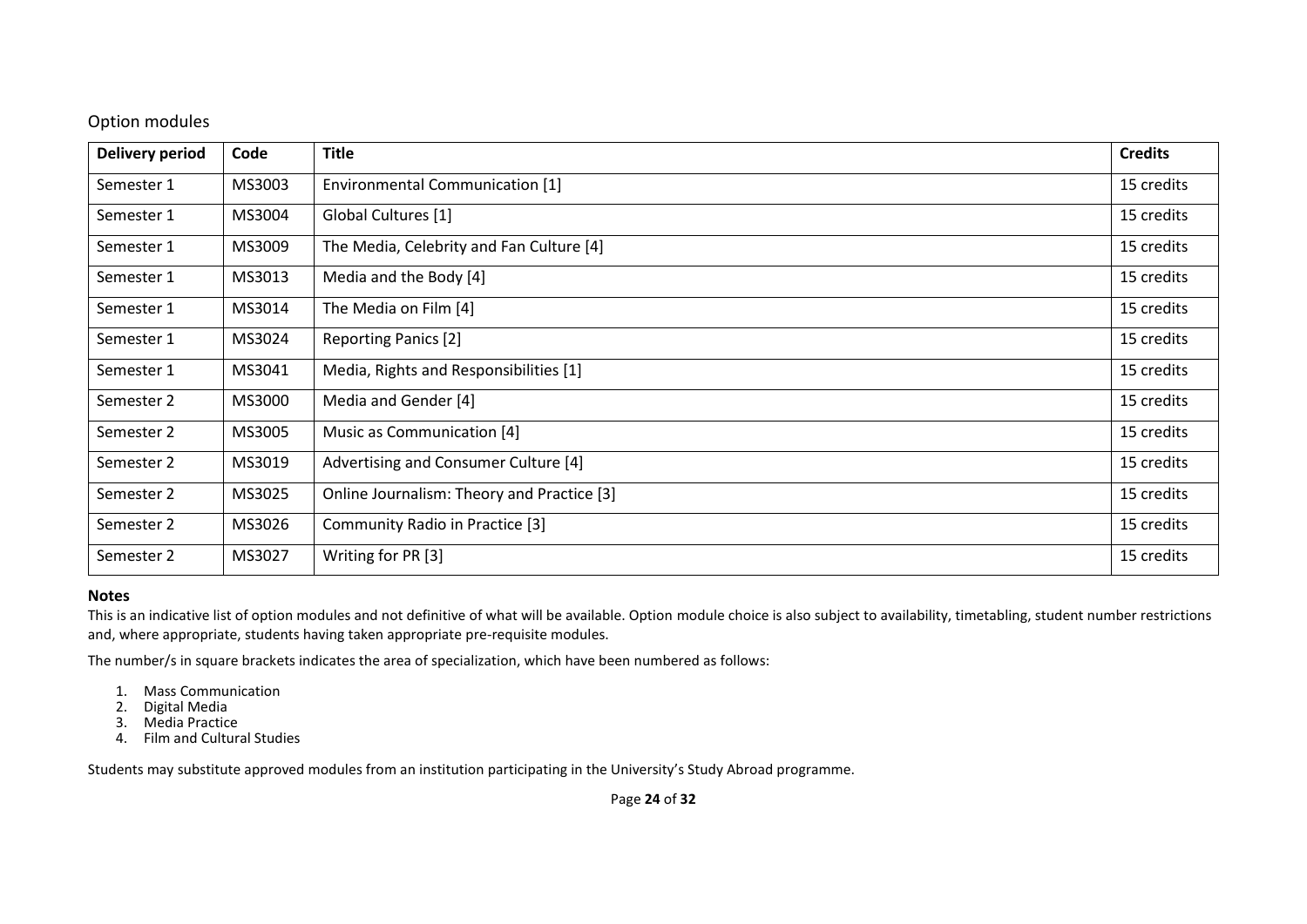## Option modules

| Delivery period | Code | Title | Credits |
|---|---|---|---|
| Semester 1 | MS3003 | Environmental Communication [1] | 15 credits |
| Semester 1 | MS3004 | Global Cultures [1] | 15 credits |
| Semester 1 | MS3009 | The Media, Celebrity and Fan Culture [4] | 15 credits |
| Semester 1 | MS3013 | Media and the Body [4] | 15 credits |
| Semester 1 | MS3014 | The Media on Film [4] | 15 credits |
| Semester 1 | MS3024 | Reporting Panics [2] | 15 credits |
| Semester 1 | MS3041 | Media, Rights and Responsibilities [1] | 15 credits |
| Semester 2 | MS3000 | Media and Gender [4] | 15 credits |
| Semester 2 | MS3005 | Music as Communication [4] | 15 credits |
| Semester 2 | MS3019 | Advertising and Consumer Culture [4] | 15 credits |
| Semester 2 | MS3025 | Online Journalism: Theory and Practice [3] | 15 credits |
| Semester 2 | MS3026 | Community Radio in Practice [3] | 15 credits |
| Semester 2 | MS3027 | Writing for PR [3] | 15 credits |

**Notes**

This is an indicative list of option modules and not definitive of what will be available. Option module choice is also subject to availability, timetabling, student number restrictions and, where appropriate, students having taken appropriate pre-requisite modules.

The number/s in square brackets indicates the area of specialization, which have been numbered as follows:

1. Mass Communication
2. Digital Media
3. Media Practice
4. Film and Cultural Studies

Students may substitute approved modules from an institution participating in the University's Study Abroad programme.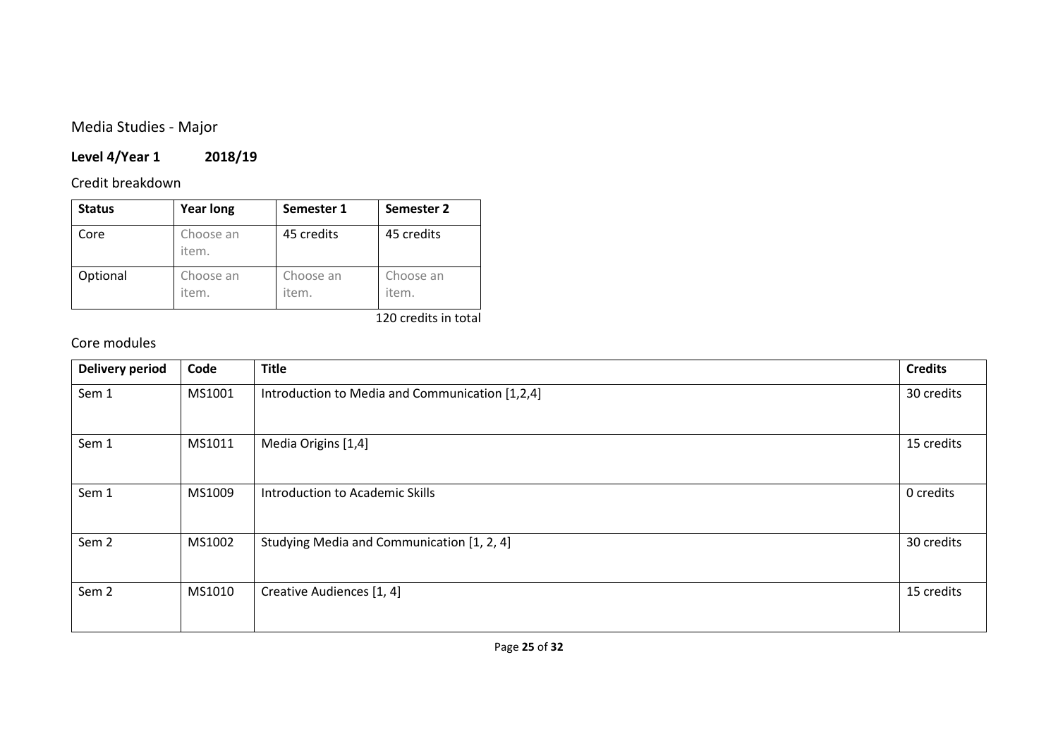Media Studies - Major

**Level 4/Year 1 2018/19**

Credit breakdown

| Status | Year long | Semester 1 | Semester 2 |
|---|---|---|---|
| Core | Choose an item. | 45 credits | 45 credits |
| Optional | Choose an item. | Choose an item. | Choose an item. |

120 credits in total

Core modules

| Delivery period | Code | Title | Credits |
|---|---|---|---|
| Sem 1 | MS1001 | Introduction to Media and Communication [1,2,4] | 30 credits |
| Sem 1 | MS1011 | Media Origins [1,4] | 15 credits |
| Sem 1 | MS1009 | Introduction to Academic Skills | 0 credits |
| Sem 2 | MS1002 | Studying Media and Communication [1, 2, 4] | 30 credits |
| Sem 2 | MS1010 | Creative Audiences [1, 4] | 15 credits |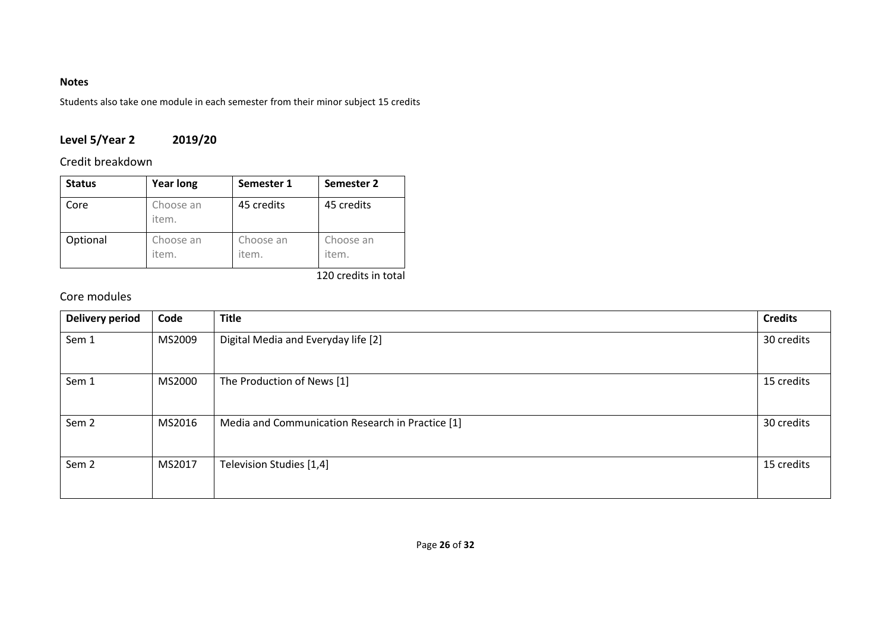**Notes**

Students also take one module in each semester from their minor subject 15 credits

## Level 5/Year 2 2019/20

### Credit breakdown

| Status | Year long | Semester 1 | Semester 2 |
|---|---|---|---|
| Core | Choose an item. | 45 credits | 45 credits |
| Optional | Choose an item. | Choose an item. | Choose an item. |

120 credits in total

### Core modules

| Delivery period | Code | Title | Credits |
|---|---|---|---|
| Sem 1 | MS2009 | Digital Media and Everyday life [2] | 30 credits |
| Sem 1 | MS2000 | The Production of News [1] | 15 credits |
| Sem 2 | MS2016 | Media and Communication Research in Practice [1] | 30 credits |
| Sem 2 | MS2017 | Television Studies [1,4] | 15 credits |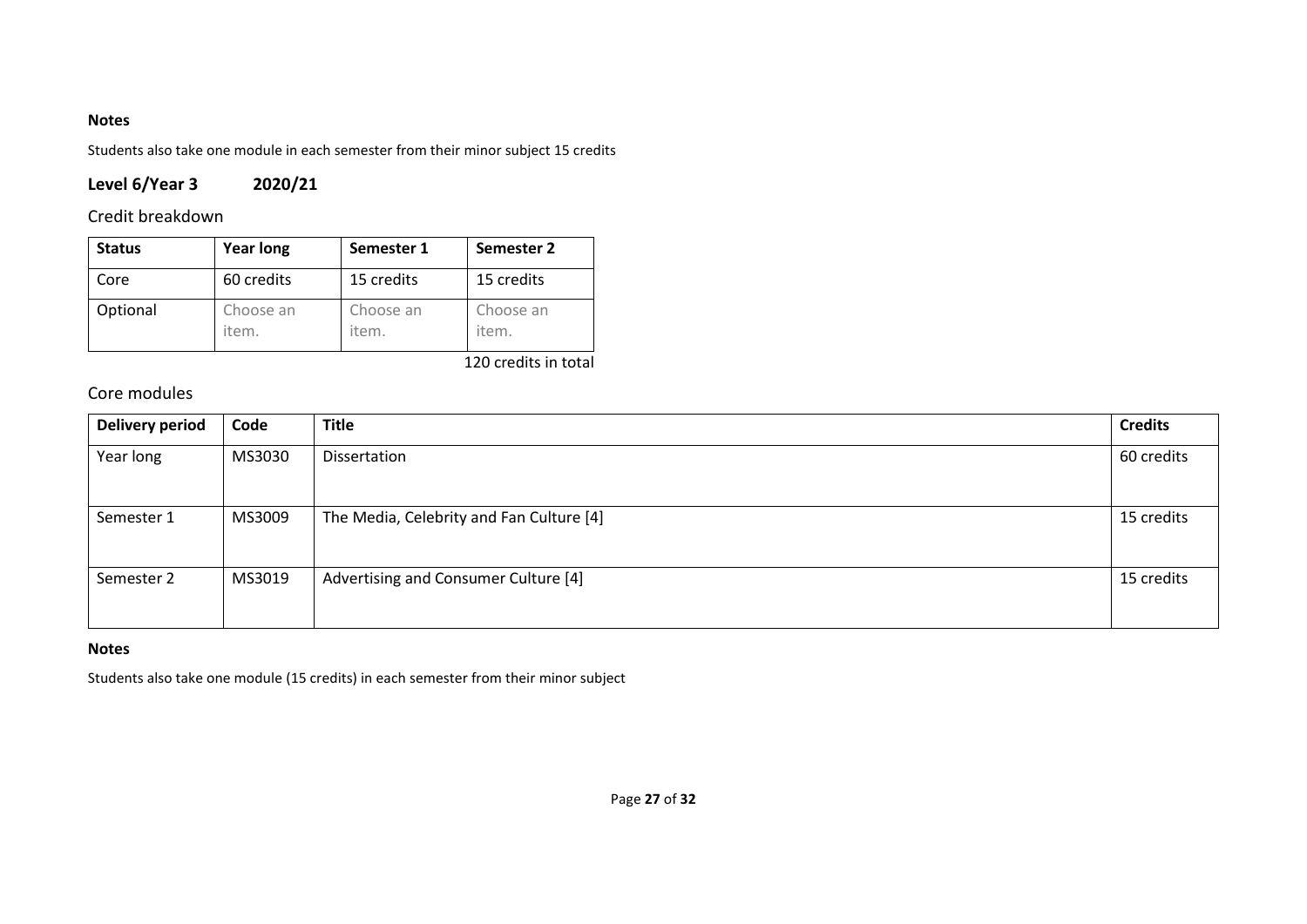**Notes**

Students also take one module in each semester from their minor subject 15 credits

## Level 6/Year 3 2020/21

### Credit breakdown

| Status | Year long | Semester 1 | Semester 2 |
|---|---|---|---|
| Core | 60 credits | 15 credits | 15 credits |
| Optional | Choose an item. | Choose an item. | Choose an item. |

120 credits in total

### Core modules

| Delivery period | Code | Title | Credits |
|---|---|---|---|
| Year long | MS3030 | Dissertation | 60 credits |
| Semester 1 | MS3009 | The Media, Celebrity and Fan Culture [4] | 15 credits |
| Semester 2 | MS3019 | Advertising and Consumer Culture [4] | 15 credits |

**Notes**

Students also take one module (15 credits) in each semester from their minor subject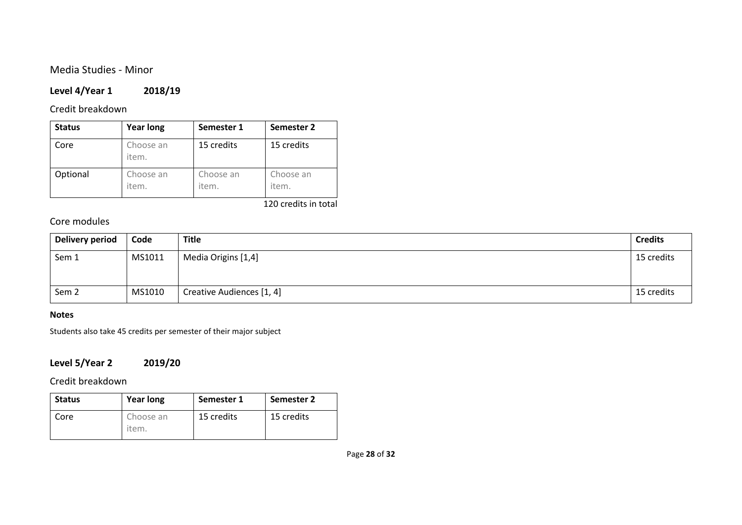## Media Studies - Minor

### **Level 4/Year 1 2018/19**

#### Credit breakdown

| Status | Year long | Semester 1 | Semester 2 |
|---|---|---|---|
| Core | Choose an item. | 15 credits | 15 credits |
| Optional | Choose an item. | Choose an item. | Choose an item. |

120 credits in total

#### Core modules

| Delivery period | Code | Title | Credits |
|---|---|---|---|
| Sem 1 | MS1011 | Media Origins [1,4] | 15 credits |
| Sem 2 | MS1010 | Creative Audiences [1, 4] | 15 credits |

**Notes**

Students also take 45 credits per semester of their major subject

### **Level 5/Year 2 2019/20**

#### Credit breakdown

| Status | Year long | Semester 1 | Semester 2 |
|---|---|---|---|
| Core | Choose an item. | 15 credits | 15 credits |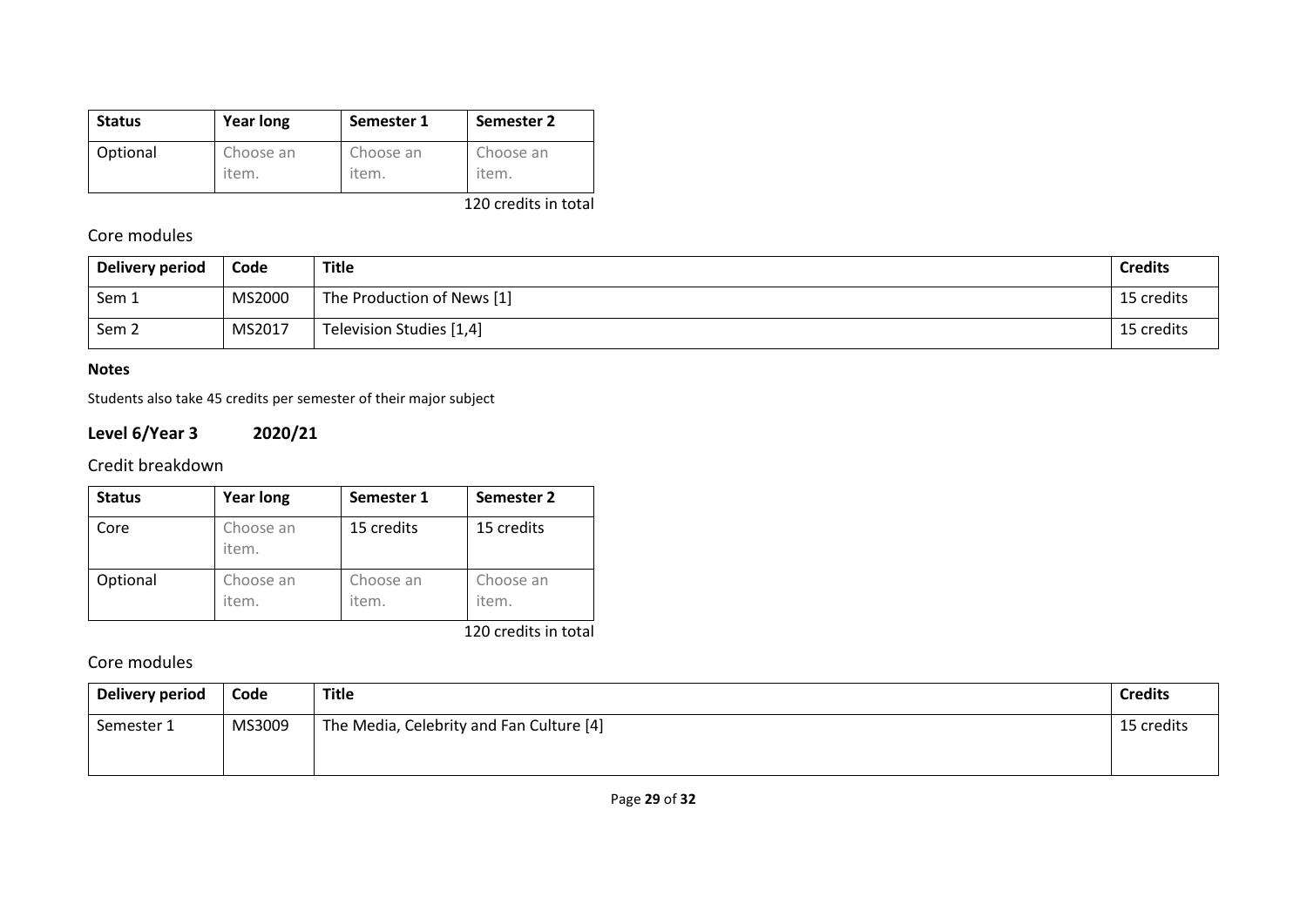| Status | Year long | Semester 1 | Semester 2 |
|---|---|---|---|
| Optional | Choose an item. | Choose an item. | Choose an item. |

120 credits in total

### Core modules

| Delivery period | Code | Title | Credits |
|---|---|---|---|
| Sem 1 | MS2000 | The Production of News [1] | 15 credits |
| Sem 2 | MS2017 | Television Studies [1,4] | 15 credits |

**Notes**

Students also take 45 credits per semester of their major subject

## Level 6/Year 3 2020/21

### Credit breakdown

| Status | Year long | Semester 1 | Semester 2 |
|---|---|---|---|
| Core | Choose an item. | 15 credits | 15 credits |
| Optional | Choose an item. | Choose an item. | Choose an item. |

120 credits in total

### Core modules

| Delivery period | Code | Title | Credits |
|---|---|---|---|
| Semester 1 | MS3009 | The Media, Celebrity and Fan Culture [4] | 15 credits |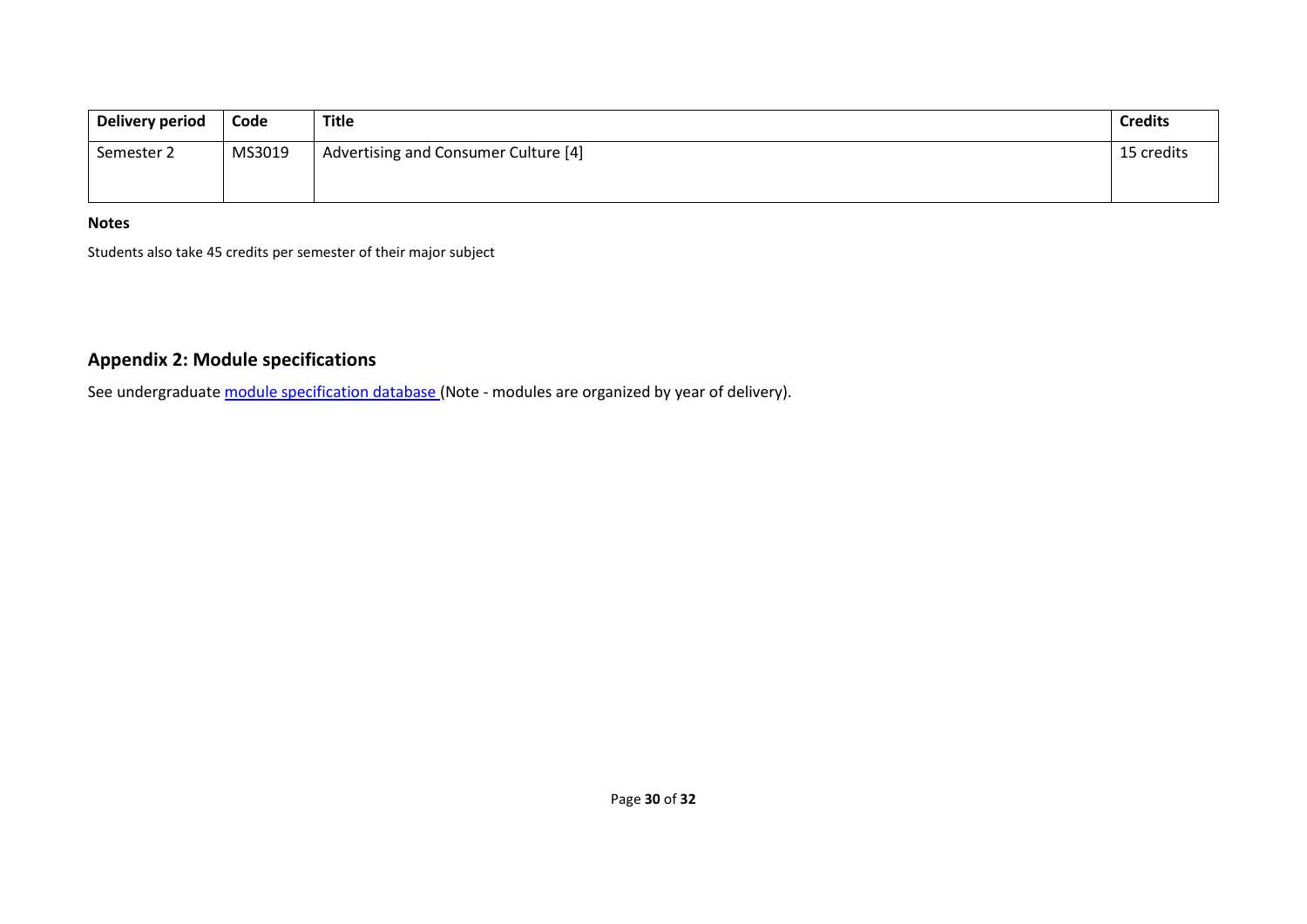| Delivery period | Code | Title | Credits |
| --- | --- | --- | --- |
| Semester 2 | MS3019 | Advertising and Consumer Culture [4] | 15 credits |

**Notes**

Students also take 45 credits per semester of their major subject

## Appendix 2: Module specifications

See undergraduate module specification database (Note - modules are organized by year of delivery).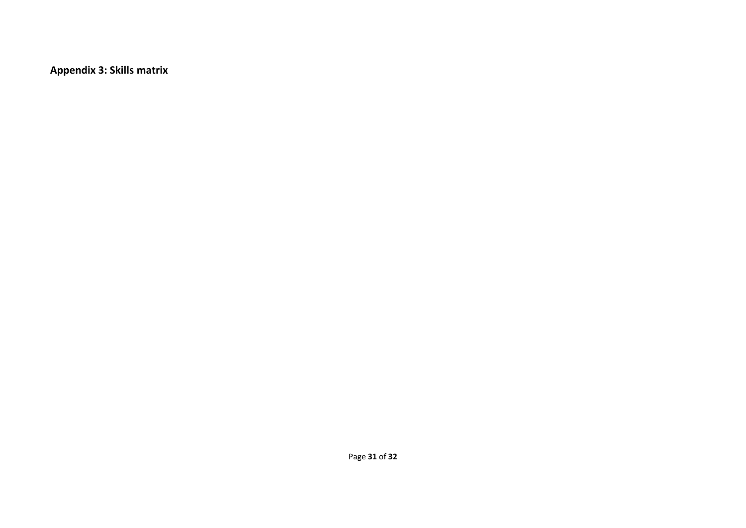**Appendix 3: Skills matrix**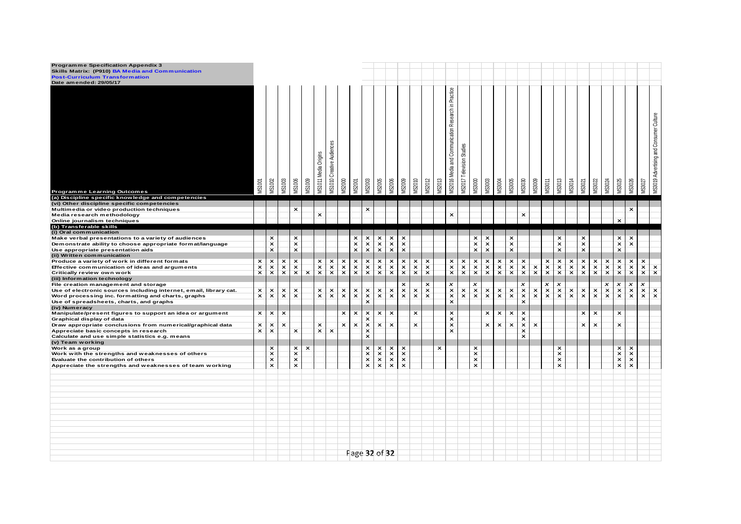**Programme Specification Appendix 3**
**Skills Matrix: (P910) BA Media and Communication**
**Post-Curriculum Transformation**
**Date amended: 29/05/17**

| Programme Learning Outcomes | MS1001 | MS1002 | MS1003 | MS1006 | MS1009 | MS1011 Media Origins | MS1010 Creative Audiences | MS2000 | MS2001 | MS2003 | MS2005 | MS2006 | MS2009 | MS2010 | MS2012 | MS2013 | MS2016 Media and Communication Research in Practice | MS2017 Television Studies | MS3000 | MS3003 | MS3004 | MS3005 | MS3030 | MS3009 | MS3011 | MS3013 | MS3014 | MS3021 | MS3022 | MS3024 | MS3025 | MS3026 | MS3027 | MS3019 Advertising and Consumer Culture |
|---|---|---|---|---|---|---|---|---|---|---|---|---|---|---|---|---|---|---|---|---|---|---|---|---|---|---|---|---|---|---|---|---|---|---|
| **(a) Discipline specific knowledge and competencies** | | | | | | | | | | | | | | | | | | | | | | | | | | | | | | | | | | |
| **(vi) Other discipline specific competencies** | | | | | | | | | | | | | | | | | | | | | | | | | | | | | | | | | | |
| Multimedia or video production techniques | | | | x | | | | | | x | | | | | | | | | | | | | | | | | | | | | | x | | |
| Media research methodology | | | | | | x | | | | | | | | | | | x | | | | | | x | | | | | | | | | | | |
| Online journalism techniques | | | | | | | | | | | | | | | | | | | | | | | | | | | | | | | x | | | |
| **(b) Transferable skills** | | | | | | | | | | | | | | | | | | | | | | | | | | | | | | | | | | |
| **(i) Oral communication** | | | | | | | | | | | | | | | | | | | | | | | | | | | | | | | | | | |
| Make verbal presentations to a variety of audiences | | x | | x | | | | | x | x | x | x | x | | | | | | x | x | | x | | | | x | | x | | | x | x | | |
| Demonstrate ability to choose appropriate format/language | | x | | x | | | | | x | x | x | x | x | | | | | | x | x | | x | | | | x | | x | | | x | x | | |
| Use appropriate presentation aids | | x | | x | | | | | x | x | x | x | x | | | | | | x | x | | x | | | | x | | x | | | x | | | |
| **(ii) Written communication** | | | | | | | | | | | | | | | | | | | | | | | | | | | | | | | | | | |
| Produce a variety of work in different formats | x | x | x | x | | x | x | x | x | x | x | x | x | x | x | | x | x | x | x | x | x | x | | x | x | x | x | x | x | x | x | x | |
| Effective communication of ideas and arguments | x | x | x | x | | x | x | x | x | x | x | x | x | x | x | | x | x | x | x | x | x | x | x | x | x | x | x | x | x | x | x | x | x |
| Critically review own work | x | x | x | x | x | x | x | x | x | x | x | x | x | x | x | | x | x | x | x | x | x | x | x | x | x | x | x | x | x | x | x | x | x |
| **(iii) Information technology** | | | | | | | | | | | | | | | | | | | | | | | | | | | | | | | | | | |
| File creation management and storage | | | | | | | | | | | | | x | | x | | x | | x | | | | x | | x | x | | | | x | x | x | x | |
| Use of electronic sources including internet, email, library cat. | x | x | x | x | | x | x | x | x | x | x | x | x | x | x | | x | x | x | x | x | x | x | x | x | x | x | x | x | x | x | x | x | x |
| Word processing inc. formatting and charts, graphs | x | x | x | x | | x | x | x | x | x | x | x | x | x | x | | x | x | x | x | x | x | x | x | x | x | x | x | x | x | x | x | x | x |
| Use of spreadsheets, charts, and graphs | | | | | | | | | | x | | | | | | | x | | | | | | x | | | | | | | | | | | |
| **(iv) Numeracy** | | | | | | | | | | | | | | | | | | | | | | | | | | | | | | | | | | |
| Manipulate/present figures to support an idea or argument | x | x | x | | | | | x | x | x | x | x | | x | | | x | | | x | x | x | x | | | | | x | x | | x | | | |
| Graphical display of data | | | | | | | | | | x | | | | | | | x | | | | | | x | | | | | | | | | | | |
| Draw appropriate conclusions from numerical/graphical data | x | x | x | | | x | | x | x | x | x | x | | x | | | x | | | x | x | x | x | x | | | | x | x | | x | | | |
| Appreciate basic concepts in research | x | x | | x | | x | x | | | x | | | | | | | x | | | | | | x | | | | | | | | | | | |
| Calculate and use simple statistics e.g. means | | | | | | | | | | x | | | | | | | | | | | | | x | | | | | | | | | | | |
| **(v) Team working** | | | | | | | | | | | | | | | | | | | | | | | | | | | | | | | | | | |
| Work as a group | | x | | x | x | | | | | x | x | x | x | | | x | | | x | | | | | | | x | | | | | x | x | | |
| Work with the strengths and weaknesses of others | | x | | x | | | | | | x | x | x | x | | | | | | x | | | | | | | x | | | | | x | x | | |
| Evaluate the contribution of others | | x | | x | | | | | | x | x | x | x | | | | | | x | | | | | | | x | | | | | x | x | | |
| Appreciate the strengths and weaknesses of team working | | x | | x | | | | | | x | x | x | x | | | | | | x | | | | | | | x | | | | | x | x | | |